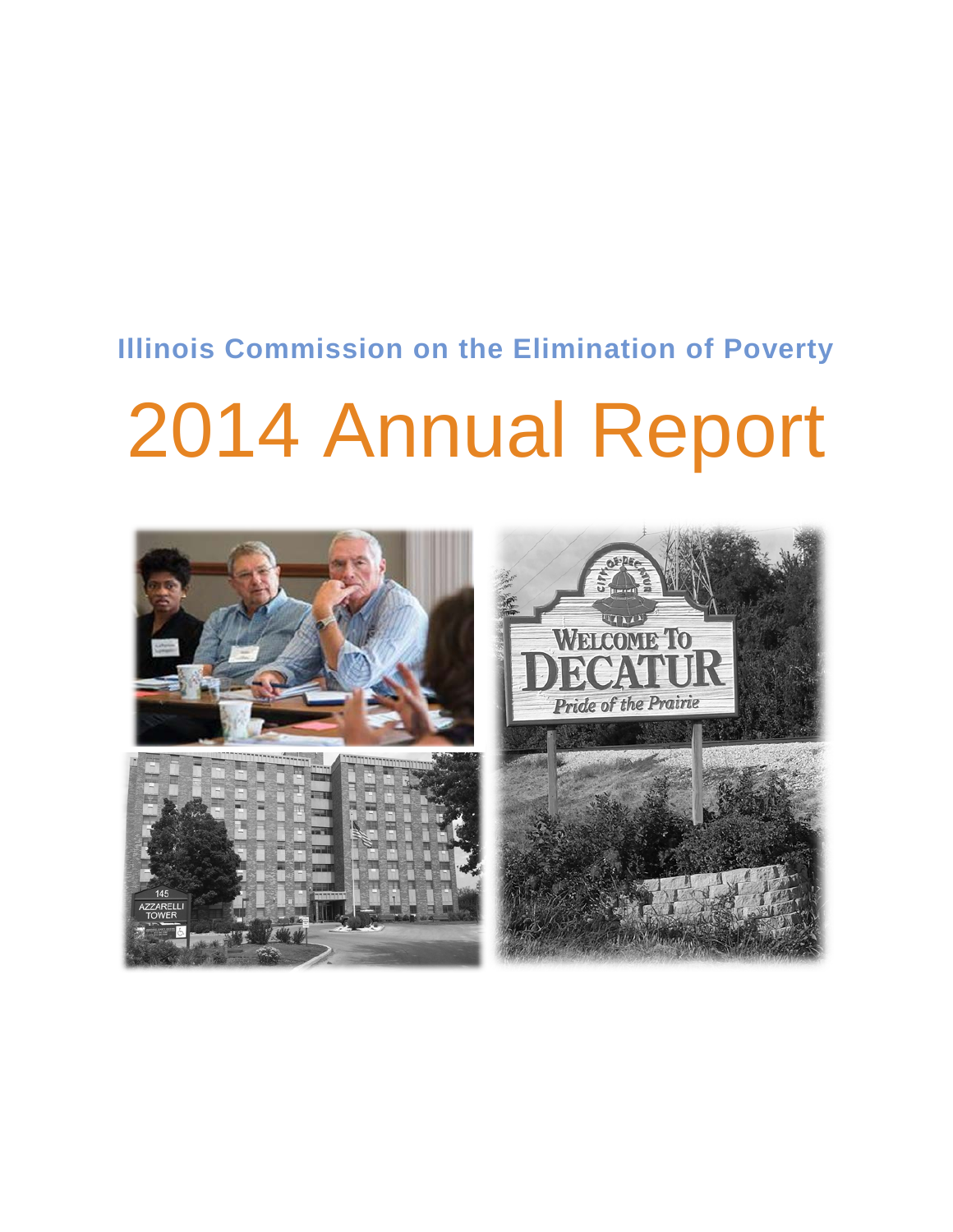Illinois Commission on the Elimination of Poverty

# 2014 Annual Report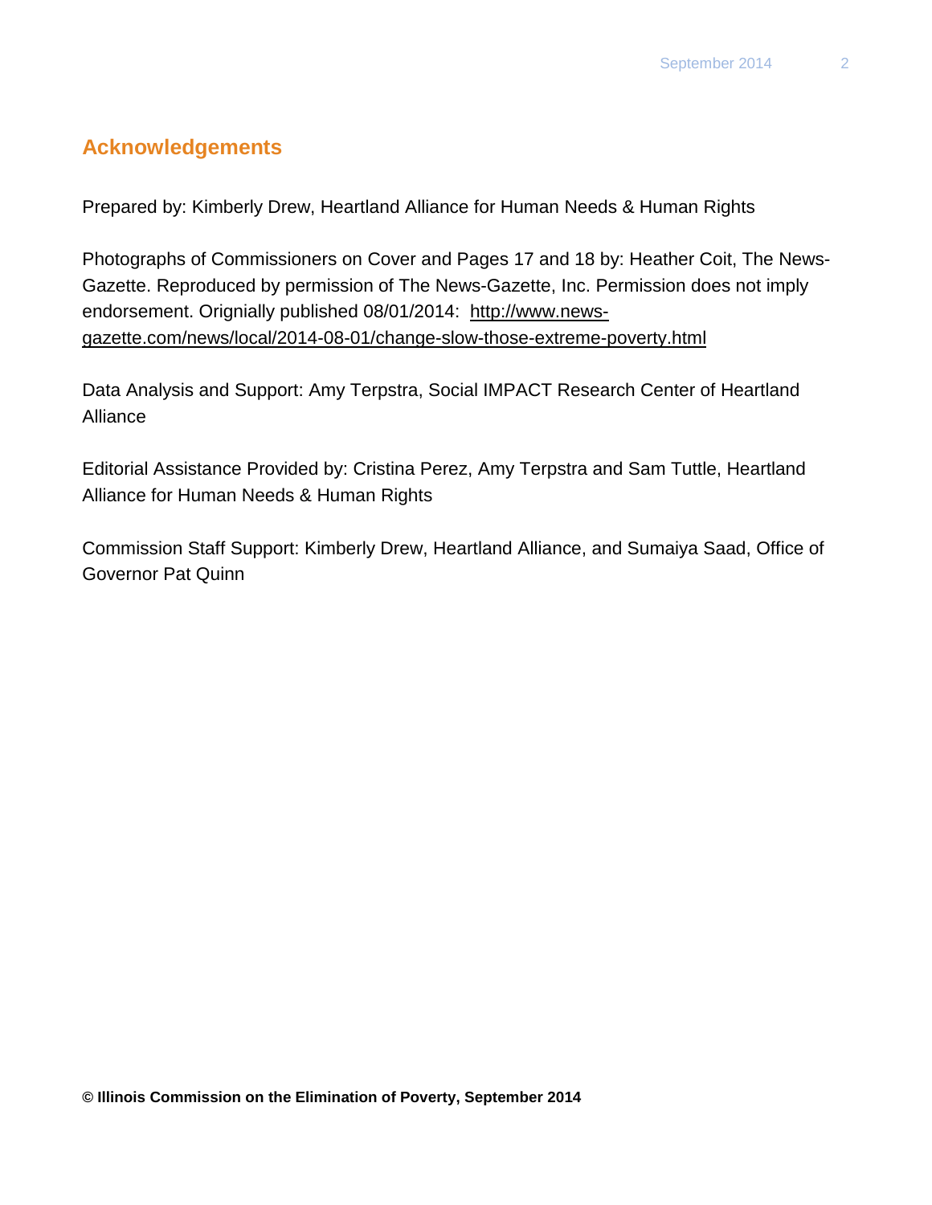## Acknowledgements

Prepared by: Kimberly Drew, Heartland Alliance for Human Needs & Human Rights

Photographs of Commissioners on Cover and Pages 17 and 18 by: Heather Coit, The News-Gazette. Reproduced by permission of The News-Gazette, Inc. Permission does not imply endorsement. Orignially published 08/01/2014: http://www.news-gazette.com/news/local/2014-08-01/change-slow-those-extreme-poverty.html

Data Analysis and Support: Amy Terpstra, Social IMPACT Research Center of Heartland Alliance

Editorial Assistance Provided by: Cristina Perez, Amy Terpstra and Sam Tuttle, Heartland Alliance for Human Needs & Human Rights

Commission Staff Support: Kimberly Drew, Heartland Alliance, and Sumaiya Saad, Office of Governor Pat Quinn

**© Illinois Commission on the Elimination of Poverty, September 2014**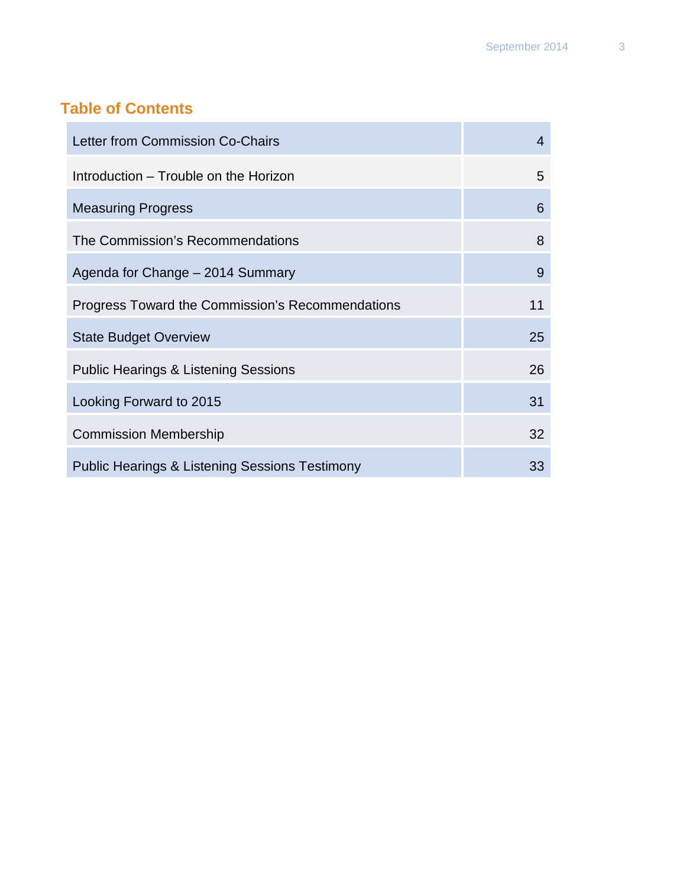## Table of Contents

| Section | Page |
|---|---|
| Letter from Commission Co-Chairs | 4 |
| Introduction – Trouble on the Horizon | 5 |
| Measuring Progress | 6 |
| The Commission's Recommendations | 8 |
| Agenda for Change – 2014 Summary | 9 |
| Progress Toward the Commission's Recommendations | 11 |
| State Budget Overview | 25 |
| Public Hearings & Listening Sessions | 26 |
| Looking Forward to 2015 | 31 |
| Commission Membership | 32 |
| Public Hearings & Listening Sessions Testimony | 33 |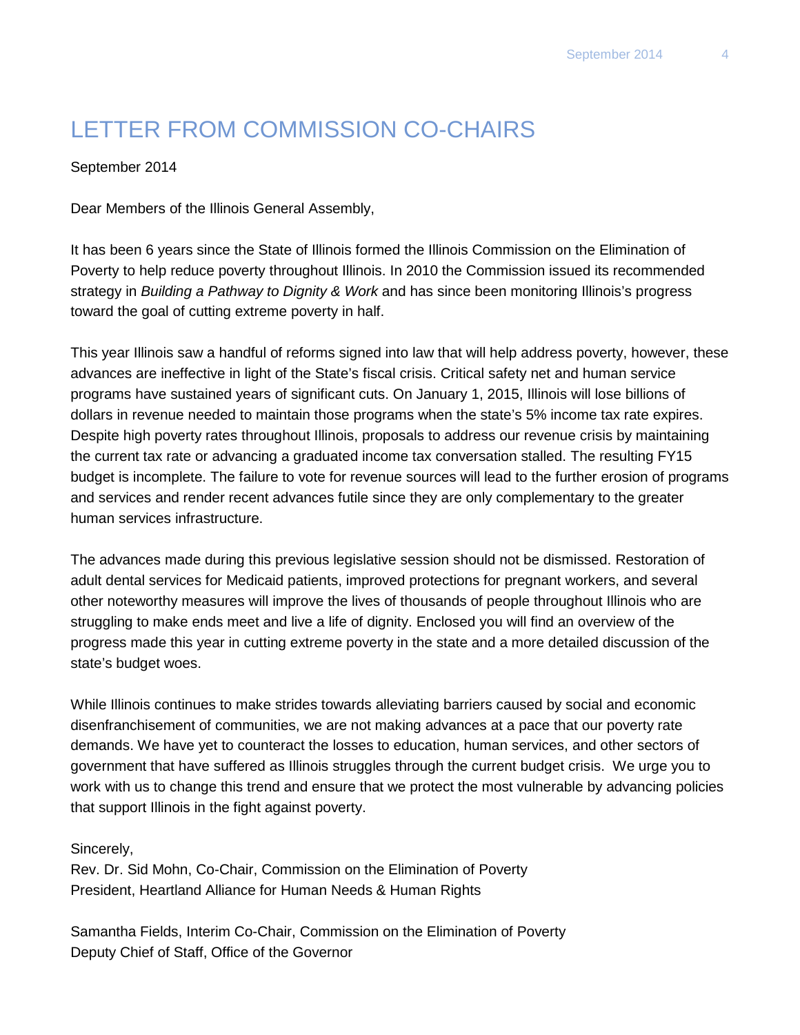# LETTER FROM COMMISSION CO-CHAIRS

September 2014

Dear Members of the Illinois General Assembly,

It has been 6 years since the State of Illinois formed the Illinois Commission on the Elimination of Poverty to help reduce poverty throughout Illinois. In 2010 the Commission issued its recommended strategy in *Building a Pathway to Dignity & Work* and has since been monitoring Illinois's progress toward the goal of cutting extreme poverty in half.

This year Illinois saw a handful of reforms signed into law that will help address poverty, however, these advances are ineffective in light of the State's fiscal crisis. Critical safety net and human service programs have sustained years of significant cuts. On January 1, 2015, Illinois will lose billions of dollars in revenue needed to maintain those programs when the state's 5% income tax rate expires. Despite high poverty rates throughout Illinois, proposals to address our revenue crisis by maintaining the current tax rate or advancing a graduated income tax conversation stalled. The resulting FY15 budget is incomplete. The failure to vote for revenue sources will lead to the further erosion of programs and services and render recent advances futile since they are only complementary to the greater human services infrastructure.

The advances made during this previous legislative session should not be dismissed. Restoration of adult dental services for Medicaid patients, improved protections for pregnant workers, and several other noteworthy measures will improve the lives of thousands of people throughout Illinois who are struggling to make ends meet and live a life of dignity. Enclosed you will find an overview of the progress made this year in cutting extreme poverty in the state and a more detailed discussion of the state's budget woes.

While Illinois continues to make strides towards alleviating barriers caused by social and economic disenfranchisement of communities, we are not making advances at a pace that our poverty rate demands. We have yet to counteract the losses to education, human services, and other sectors of government that have suffered as Illinois struggles through the current budget crisis. We urge you to work with us to change this trend and ensure that we protect the most vulnerable by advancing policies that support Illinois in the fight against poverty.

Sincerely,
Rev. Dr. Sid Mohn, Co-Chair, Commission on the Elimination of Poverty
President, Heartland Alliance for Human Needs & Human Rights

Samantha Fields, Interim Co-Chair, Commission on the Elimination of Poverty
Deputy Chief of Staff, Office of the Governor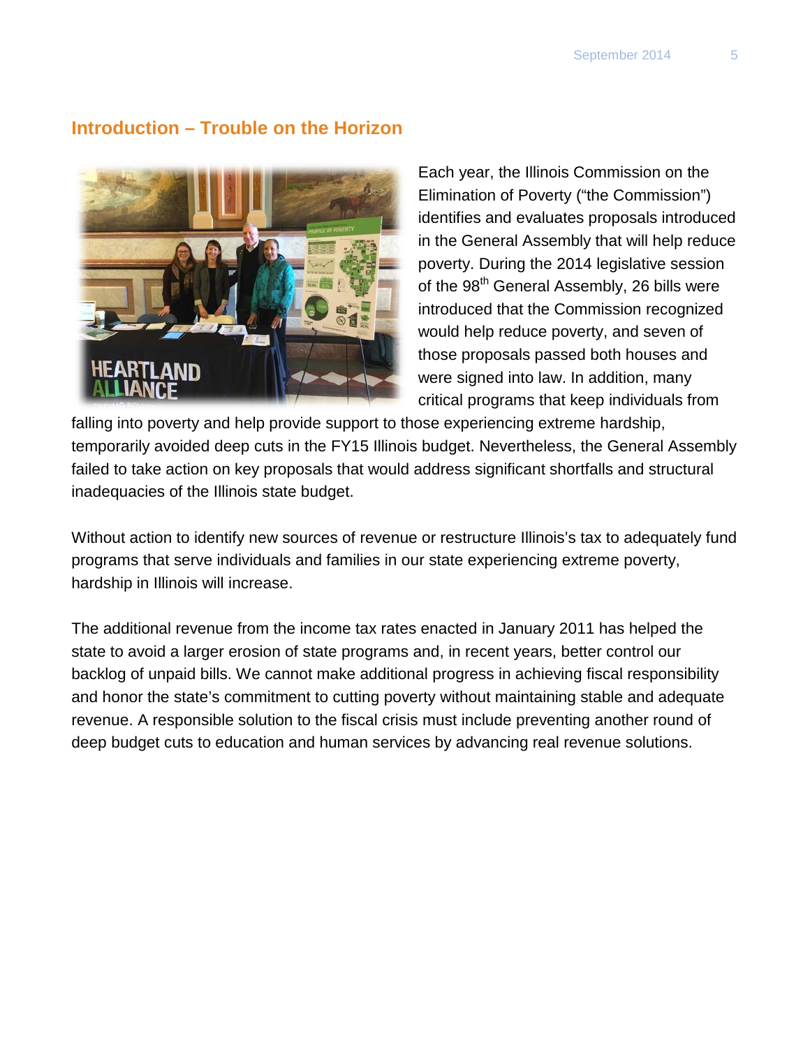## Introduction – Trouble on the Horizon

Each year, the Illinois Commission on the Elimination of Poverty ("the Commission") identifies and evaluates proposals introduced in the General Assembly that will help reduce poverty. During the 2014 legislative session of the 98th General Assembly, 26 bills were introduced that the Commission recognized would help reduce poverty, and seven of those proposals passed both houses and were signed into law. In addition, many critical programs that keep individuals from falling into poverty and help provide support to those experiencing extreme hardship, temporarily avoided deep cuts in the FY15 Illinois budget. Nevertheless, the General Assembly failed to take action on key proposals that would address significant shortfalls and structural inadequacies of the Illinois state budget.

Without action to identify new sources of revenue or restructure Illinois's tax to adequately fund programs that serve individuals and families in our state experiencing extreme poverty, hardship in Illinois will increase.

The additional revenue from the income tax rates enacted in January 2011 has helped the state to avoid a larger erosion of state programs and, in recent years, better control our backlog of unpaid bills. We cannot make additional progress in achieving fiscal responsibility and honor the state's commitment to cutting poverty without maintaining stable and adequate revenue. A responsible solution to the fiscal crisis must include preventing another round of deep budget cuts to education and human services by advancing real revenue solutions.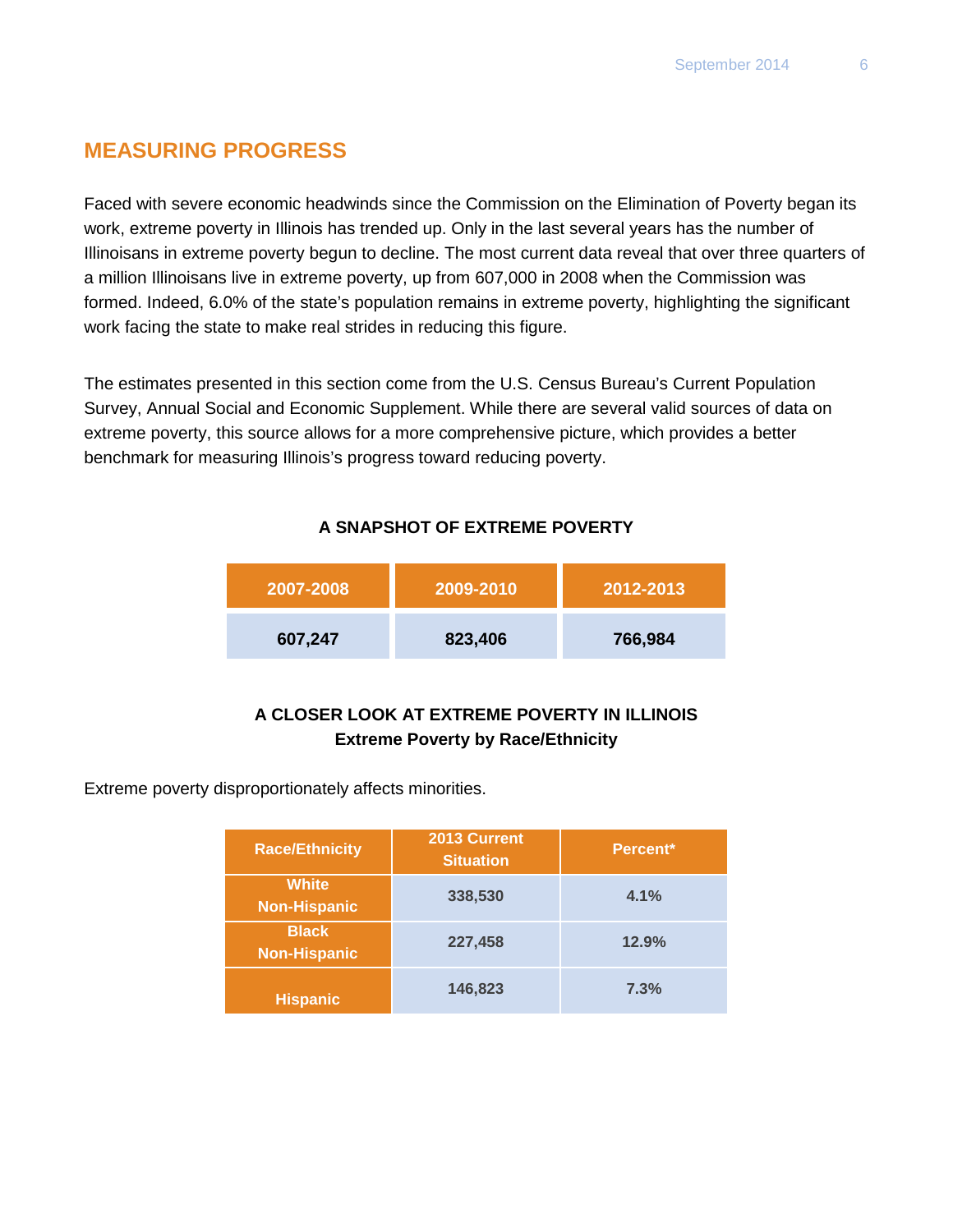## MEASURING PROGRESS

Faced with severe economic headwinds since the Commission on the Elimination of Poverty began its work, extreme poverty in Illinois has trended up. Only in the last several years has the number of Illinoisans in extreme poverty begun to decline. The most current data reveal that over three quarters of a million Illinoisans live in extreme poverty, up from 607,000 in 2008 when the Commission was formed. Indeed, 6.0% of the state's population remains in extreme poverty, highlighting the significant work facing the state to make real strides in reducing this figure.

The estimates presented in this section come from the U.S. Census Bureau's Current Population Survey, Annual Social and Economic Supplement. While there are several valid sources of data on extreme poverty, this source allows for a more comprehensive picture, which provides a better benchmark for measuring Illinois's progress toward reducing poverty.

**A SNAPSHOT OF EXTREME POVERTY**

| 2007-2008 | 2009-2010 | 2012-2013 |
|---|---|---|
| 607,247 | 823,406 | 766,984 |

**A CLOSER LOOK AT EXTREME POVERTY IN ILLINOIS**
**Extreme Poverty by Race/Ethnicity**

Extreme poverty disproportionately affects minorities.

| Race/Ethnicity | 2013 Current Situation | Percent* |
|---|---|---|
| White Non-Hispanic | 338,530 | 4.1% |
| Black Non-Hispanic | 227,458 | 12.9% |
| Hispanic | 146,823 | 7.3% |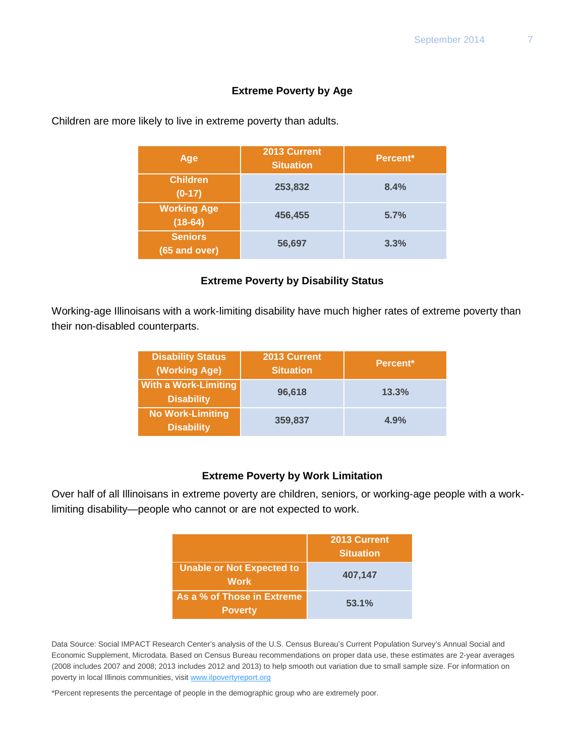### Extreme Poverty by Age

Children are more likely to live in extreme poverty than adults.

| Age | 2013 Current Situation | Percent* |
|---|---|---|
| Children (0-17) | 253,832 | 8.4% |
| Working Age (18-64) | 456,455 | 5.7% |
| Seniors (65 and over) | 56,697 | 3.3% |

### Extreme Poverty by Disability Status

Working-age Illinoisans with a work-limiting disability have much higher rates of extreme poverty than their non-disabled counterparts.

| Disability Status (Working Age) | 2013 Current Situation | Percent* |
|---|---|---|
| With a Work-Limiting Disability | 96,618 | 13.3% |
| No Work-Limiting Disability | 359,837 | 4.9% |

### Extreme Poverty by Work Limitation

Over half of all Illinoisans in extreme poverty are children, seniors, or working-age people with a work-limiting disability—people who cannot or are not expected to work.

| | 2013 Current Situation |
|---|---|
| Unable or Not Expected to Work | 407,147 |
| As a % of Those in Extreme Poverty | 53.1% |

Data Source: Social IMPACT Research Center's analysis of the U.S. Census Bureau's Current Population Survey's Annual Social and Economic Supplement, Microdata. Based on Census Bureau recommendations on proper data use, these estimates are 2-year averages (2008 includes 2007 and 2008; 2013 includes 2012 and 2013) to help smooth out variation due to small sample size. For information on poverty in local Illinois communities, visit www.ilpovertyreport.org

*Percent represents the percentage of people in the demographic group who are extremely poor.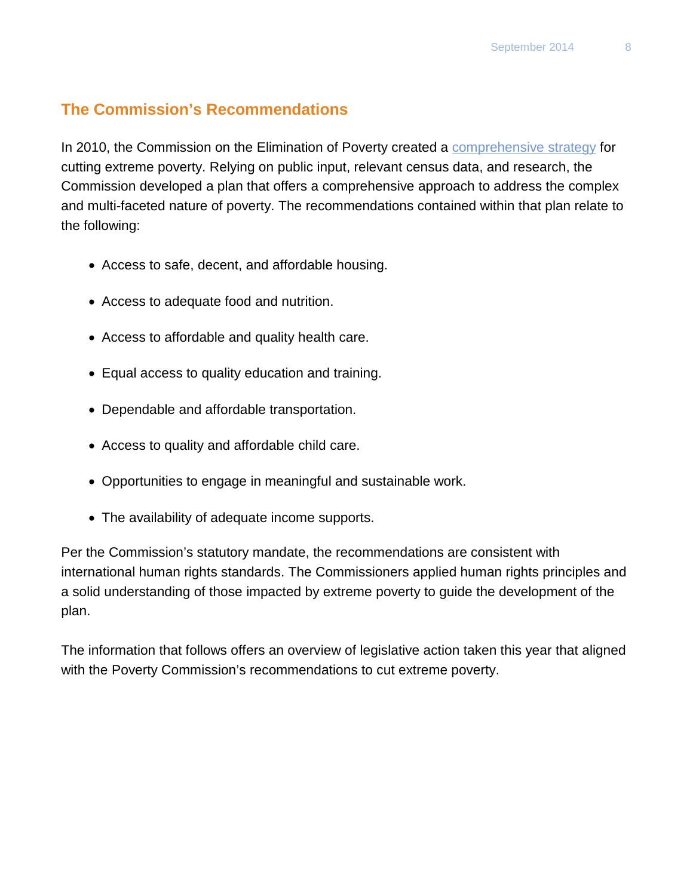## The Commission's Recommendations

In 2010, the Commission on the Elimination of Poverty created a comprehensive strategy for cutting extreme poverty. Relying on public input, relevant census data, and research, the Commission developed a plan that offers a comprehensive approach to address the complex and multi-faceted nature of poverty. The recommendations contained within that plan relate to the following:

- Access to safe, decent, and affordable housing.
- Access to adequate food and nutrition.
- Access to affordable and quality health care.
- Equal access to quality education and training.
- Dependable and affordable transportation.
- Access to quality and affordable child care.
- Opportunities to engage in meaningful and sustainable work.
- The availability of adequate income supports.

Per the Commission's statutory mandate, the recommendations are consistent with international human rights standards. The Commissioners applied human rights principles and a solid understanding of those impacted by extreme poverty to guide the development of the plan.

The information that follows offers an overview of legislative action taken this year that aligned with the Poverty Commission's recommendations to cut extreme poverty.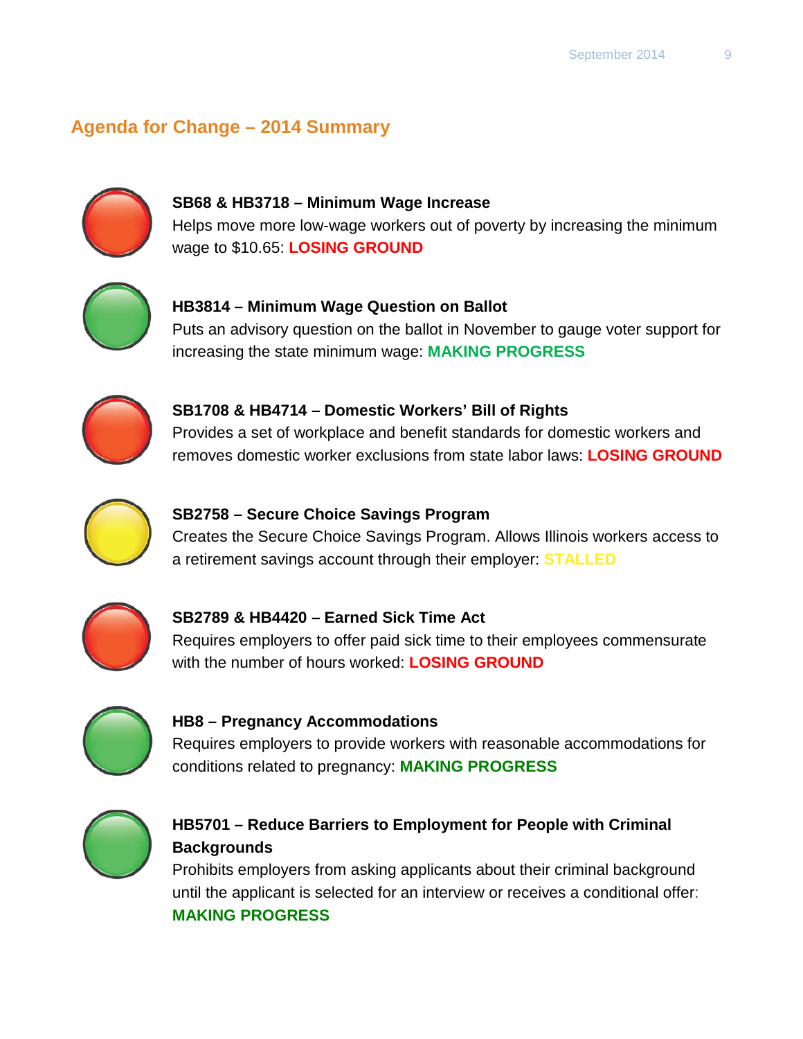## Agenda for Change – 2014 Summary

**SB68 & HB3718 – Minimum Wage Increase**
Helps move more low-wage workers out of poverty by increasing the minimum wage to $10.65: **LOSING GROUND**

**HB3814 – Minimum Wage Question on Ballot**
Puts an advisory question on the ballot in November to gauge voter support for increasing the state minimum wage: **MAKING PROGRESS**

**SB1708 & HB4714 – Domestic Workers' Bill of Rights**
Provides a set of workplace and benefit standards for domestic workers and removes domestic worker exclusions from state labor laws: **LOSING GROUND**

**SB2758 – Secure Choice Savings Program**
Creates the Secure Choice Savings Program. Allows Illinois workers access to a retirement savings account through their employer: **STALLED**

**SB2789 & HB4420 – Earned Sick Time Act**
Requires employers to offer paid sick time to their employees commensurate with the number of hours worked: **LOSING GROUND**

**HB8 – Pregnancy Accommodations**
Requires employers to provide workers with reasonable accommodations for conditions related to pregnancy: **MAKING PROGRESS**

**HB5701 – Reduce Barriers to Employment for People with Criminal Backgrounds**
Prohibits employers from asking applicants about their criminal background until the applicant is selected for an interview or receives a conditional offer: **MAKING PROGRESS**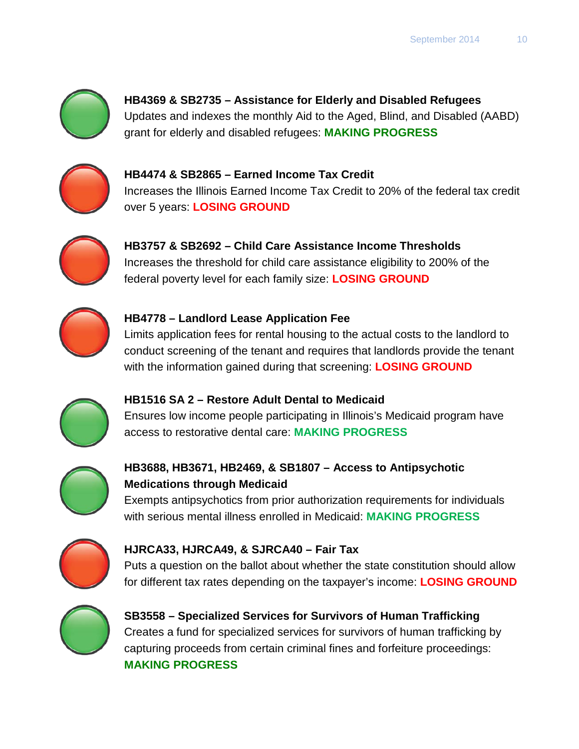**HB4369 & SB2735 – Assistance for Elderly and Disabled Refugees**
Updates and indexes the monthly Aid to the Aged, Blind, and Disabled (AABD) grant for elderly and disabled refugees: **MAKING PROGRESS**

**HB4474 & SB2865 – Earned Income Tax Credit**
Increases the Illinois Earned Income Tax Credit to 20% of the federal tax credit over 5 years: **LOSING GROUND**

**HB3757 & SB2692 – Child Care Assistance Income Thresholds**
Increases the threshold for child care assistance eligibility to 200% of the federal poverty level for each family size: **LOSING GROUND**

**HB4778 – Landlord Lease Application Fee**
Limits application fees for rental housing to the actual costs to the landlord to conduct screening of the tenant and requires that landlords provide the tenant with the information gained during that screening: **LOSING GROUND**

**HB1516 SA 2 – Restore Adult Dental to Medicaid**
Ensures low income people participating in Illinois's Medicaid program have access to restorative dental care: **MAKING PROGRESS**

**HB3688, HB3671, HB2469, & SB1807 – Access to Antipsychotic Medications through Medicaid**
Exempts antipsychotics from prior authorization requirements for individuals with serious mental illness enrolled in Medicaid: **MAKING PROGRESS**

**HJRCA33, HJRCA49, & SJRCA40 – Fair Tax**
Puts a question on the ballot about whether the state constitution should allow for different tax rates depending on the taxpayer's income: **LOSING GROUND**

**SB3558 – Specialized Services for Survivors of Human Trafficking**
Creates a fund for specialized services for survivors of human trafficking by capturing proceeds from certain criminal fines and forfeiture proceedings: **MAKING PROGRESS**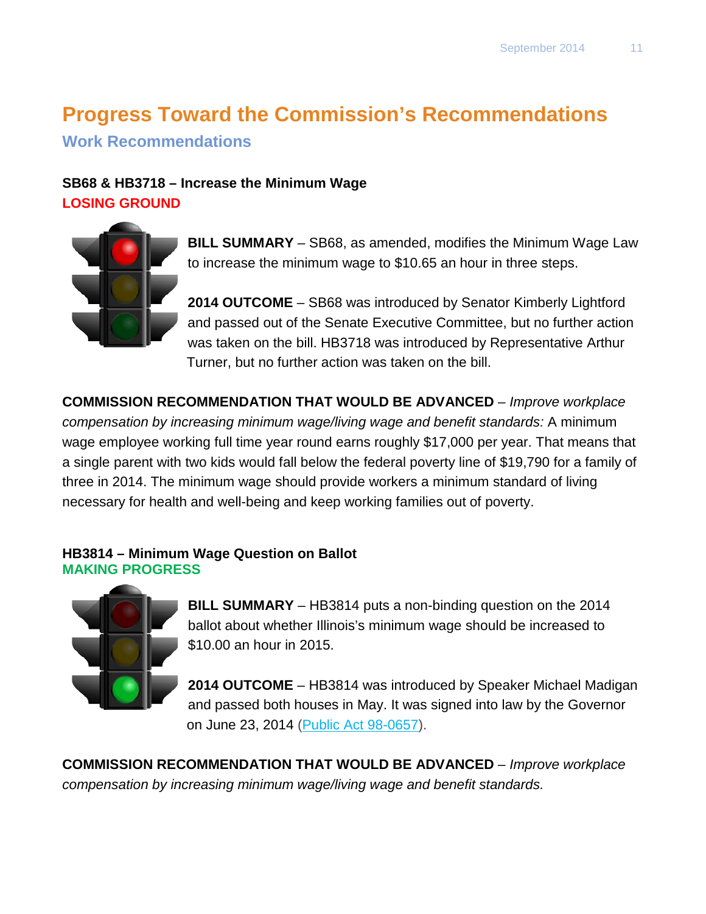# Progress Toward the Commission's Recommendations

## Work Recommendations

**SB68 & HB3718 – Increase the Minimum Wage**
**LOSING GROUND**

**BILL SUMMARY** – SB68, as amended, modifies the Minimum Wage Law to increase the minimum wage to $10.65 an hour in three steps.

**2014 OUTCOME** – SB68 was introduced by Senator Kimberly Lightford and passed out of the Senate Executive Committee, but no further action was taken on the bill. HB3718 was introduced by Representative Arthur Turner, but no further action was taken on the bill.

**COMMISSION RECOMMENDATION THAT WOULD BE ADVANCED** – *Improve workplace compensation by increasing minimum wage/living wage and benefit standards:* A minimum wage employee working full time year round earns roughly $17,000 per year. That means that a single parent with two kids would fall below the federal poverty line of $19,790 for a family of three in 2014. The minimum wage should provide workers a minimum standard of living necessary for health and well-being and keep working families out of poverty.

**HB3814 – Minimum Wage Question on Ballot**
**MAKING PROGRESS**

**BILL SUMMARY** – HB3814 puts a non-binding question on the 2014 ballot about whether Illinois's minimum wage should be increased to $10.00 an hour in 2015.

**2014 OUTCOME** – HB3814 was introduced by Speaker Michael Madigan and passed both houses in May. It was signed into law by the Governor on June 23, 2014 (Public Act 98-0657).

**COMMISSION RECOMMENDATION THAT WOULD BE ADVANCED** – *Improve workplace compensation by increasing minimum wage/living wage and benefit standards.*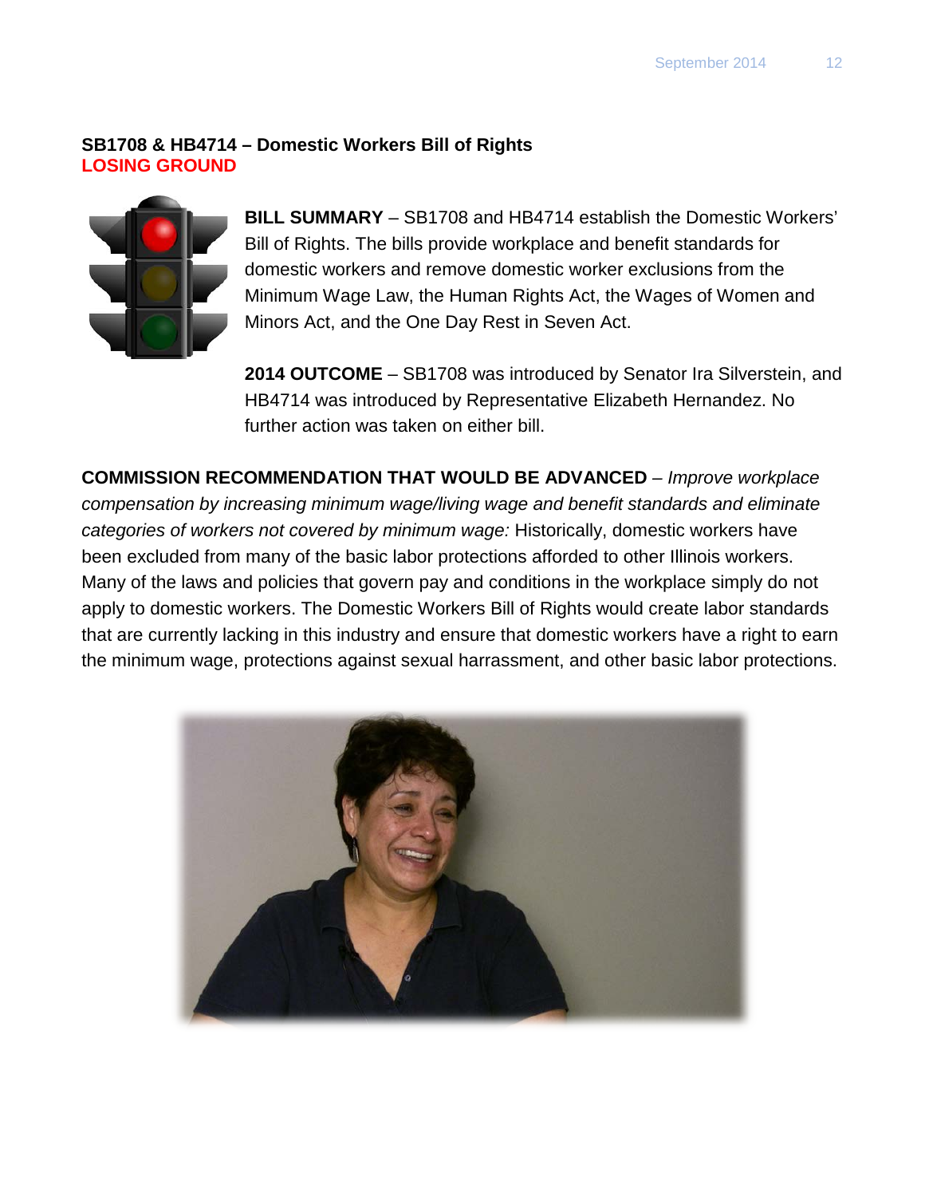**SB1708 & HB4714 – Domestic Workers Bill of Rights**
**LOSING GROUND**

**BILL SUMMARY** – SB1708 and HB4714 establish the Domestic Workers' Bill of Rights. The bills provide workplace and benefit standards for domestic workers and remove domestic worker exclusions from the Minimum Wage Law, the Human Rights Act, the Wages of Women and Minors Act, and the One Day Rest in Seven Act.

**2014 OUTCOME** – SB1708 was introduced by Senator Ira Silverstein, and HB4714 was introduced by Representative Elizabeth Hernandez. No further action was taken on either bill.

**COMMISSION RECOMMENDATION THAT WOULD BE ADVANCED** – *Improve workplace compensation by increasing minimum wage/living wage and benefit standards and eliminate categories of workers not covered by minimum wage:* Historically, domestic workers have been excluded from many of the basic labor protections afforded to other Illinois workers. Many of the laws and policies that govern pay and conditions in the workplace simply do not apply to domestic workers. The Domestic Workers Bill of Rights would create labor standards that are currently lacking in this industry and ensure that domestic workers have a right to earn the minimum wage, protections against sexual harrassment, and other basic labor protections.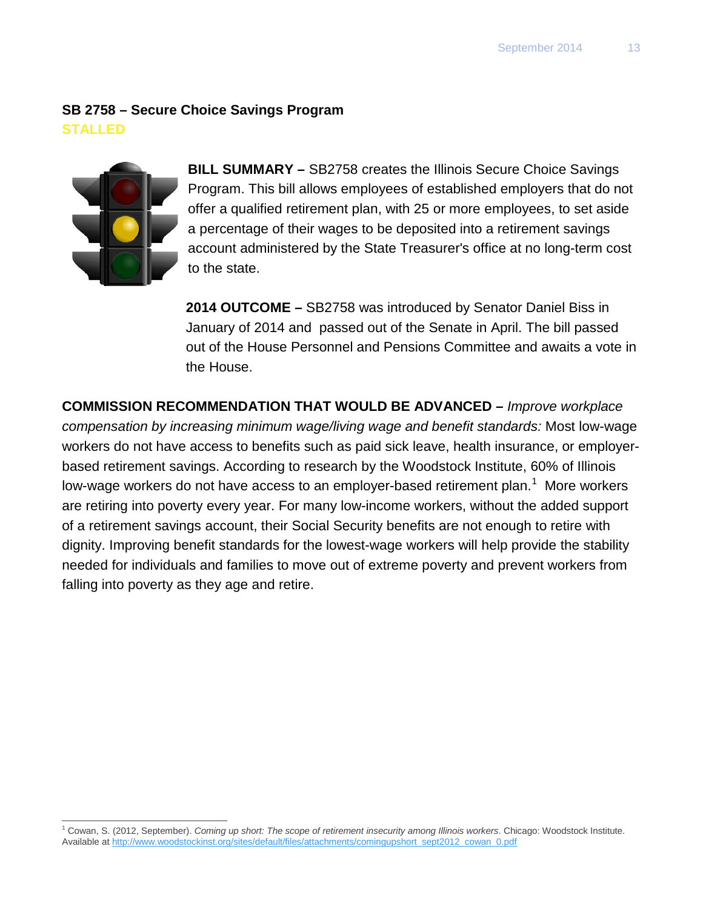## SB 2758 – Secure Choice Savings Program

STALLED

**BILL SUMMARY –** SB2758 creates the Illinois Secure Choice Savings Program. This bill allows employees of established employers that do not offer a qualified retirement plan, with 25 or more employees, to set aside a percentage of their wages to be deposited into a retirement savings account administered by the State Treasurer's office at no long-term cost to the state.

**2014 OUTCOME –** SB2758 was introduced by Senator Daniel Biss in January of 2014 and passed out of the Senate in April. The bill passed out of the House Personnel and Pensions Committee and awaits a vote in the House.

**COMMISSION RECOMMENDATION THAT WOULD BE ADVANCED –** *Improve workplace compensation by increasing minimum wage/living wage and benefit standards:* Most low-wage workers do not have access to benefits such as paid sick leave, health insurance, or employer-based retirement savings. According to research by the Woodstock Institute, 60% of Illinois low-wage workers do not have access to an employer-based retirement plan.[1] More workers are retiring into poverty every year. For many low-income workers, without the added support of a retirement savings account, their Social Security benefits are not enough to retire with dignity. Improving benefit standards for the lowest-wage workers will help provide the stability needed for individuals and families to move out of extreme poverty and prevent workers from falling into poverty as they age and retire.

---

[1] Cowan, S. (2012, September). *Coming up short: The scope of retirement insecurity among Illinois workers*. Chicago: Woodstock Institute. Available at http://www.woodstockinst.org/sites/default/files/attachments/comingupshort_sept2012_cowan_0.pdf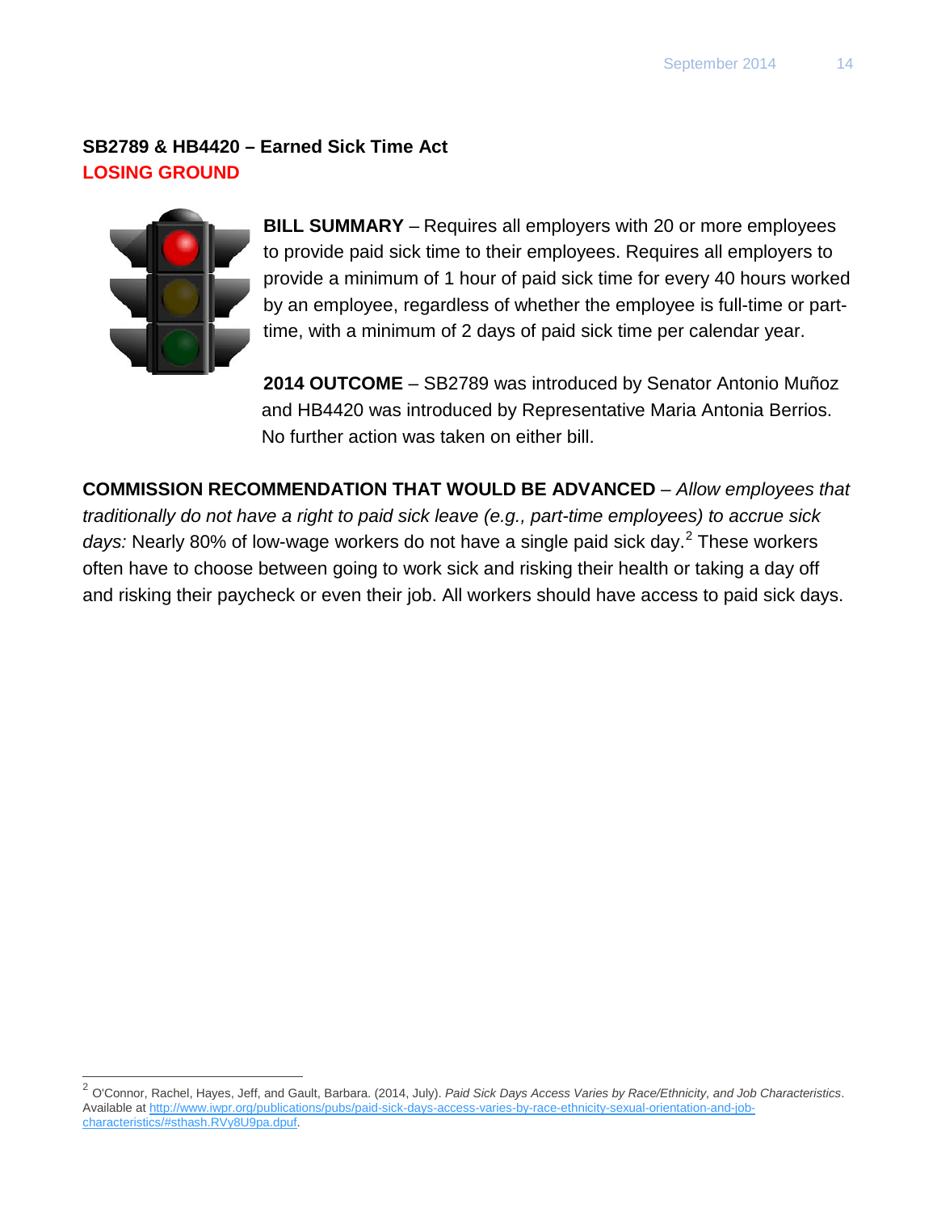**SB2789 & HB4420 – Earned Sick Time Act**
**LOSING GROUND**

**BILL SUMMARY** – Requires all employers with 20 or more employees to provide paid sick time to their employees. Requires all employers to provide a minimum of 1 hour of paid sick time for every 40 hours worked by an employee, regardless of whether the employee is full-time or part-time, with a minimum of 2 days of paid sick time per calendar year.

**2014 OUTCOME** – SB2789 was introduced by Senator Antonio Muñoz and HB4420 was introduced by Representative Maria Antonia Berrios. No further action was taken on either bill.

**COMMISSION RECOMMENDATION THAT WOULD BE ADVANCED** – *Allow employees that traditionally do not have a right to paid sick leave (e.g., part-time employees) to accrue sick days:* Nearly 80% of low-wage workers do not have a single paid sick day.[2] These workers often have to choose between going to work sick and risking their health or taking a day off and risking their paycheck or even their job. All workers should have access to paid sick days.

---

[2] O'Connor, Rachel, Hayes, Jeff, and Gault, Barbara. (2014, July). *Paid Sick Days Access Varies by Race/Ethnicity, and Job Characteristics*. Available at http://www.iwpr.org/publications/pubs/paid-sick-days-access-varies-by-race-ethnicity-sexual-orientation-and-job-characteristics/#sthash.RVy8U9pa.dpuf.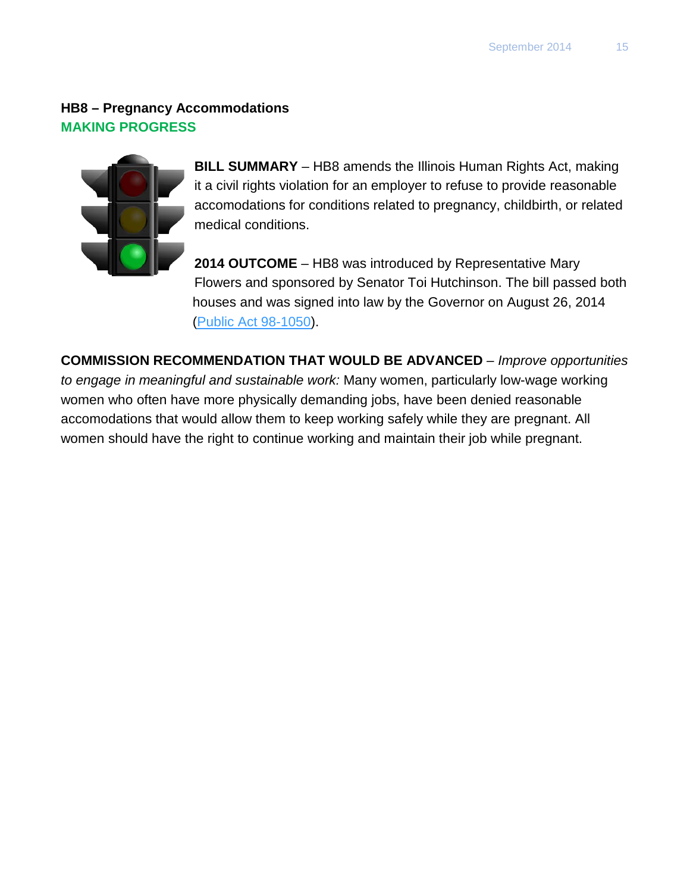### HB8 – Pregnancy Accommodations

**MAKING PROGRESS**

**BILL SUMMARY** – HB8 amends the Illinois Human Rights Act, making it a civil rights violation for an employer to refuse to provide reasonable accomodations for conditions related to pregnancy, childbirth, or related medical conditions.

**2014 OUTCOME** – HB8 was introduced by Representative Mary Flowers and sponsored by Senator Toi Hutchinson. The bill passed both houses and was signed into law by the Governor on August 26, 2014 (Public Act 98-1050).

**COMMISSION RECOMMENDATION THAT WOULD BE ADVANCED** – *Improve opportunities to engage in meaningful and sustainable work:* Many women, particularly low-wage working women who often have more physically demanding jobs, have been denied reasonable accomodations that would allow them to keep working safely while they are pregnant. All women should have the right to continue working and maintain their job while pregnant.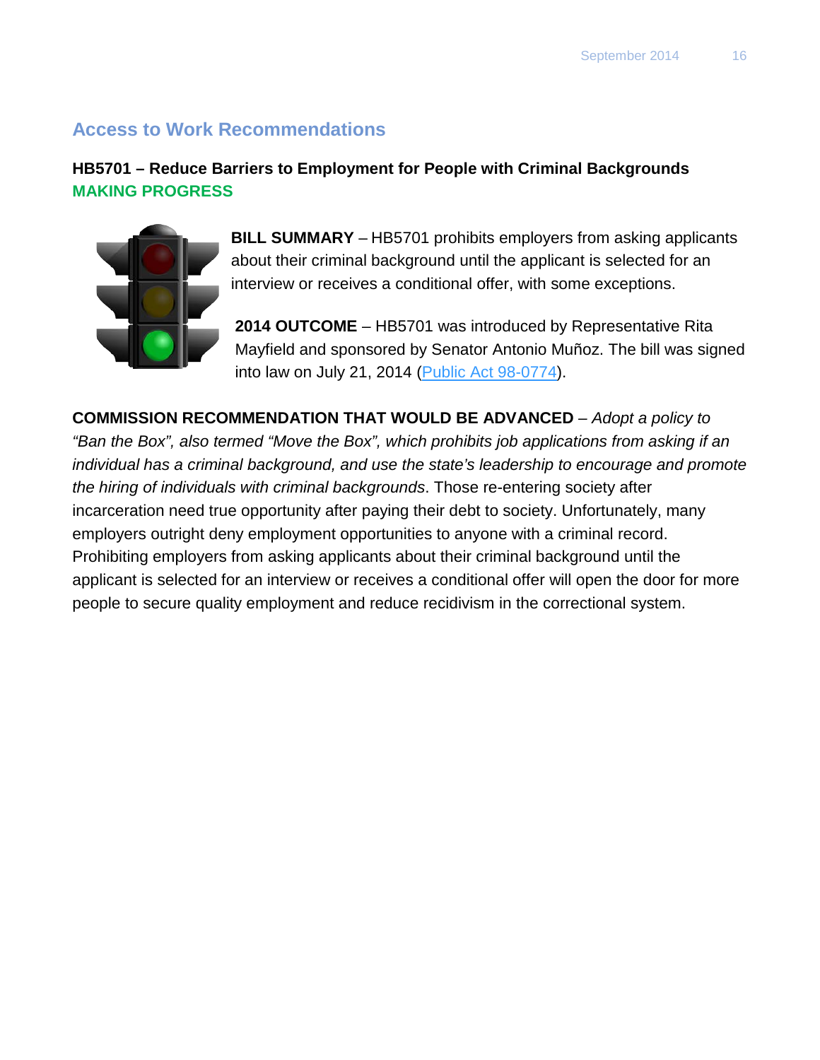## Access to Work Recommendations

### HB5701 – Reduce Barriers to Employment for People with Criminal Backgrounds

**MAKING PROGRESS**

**BILL SUMMARY** – HB5701 prohibits employers from asking applicants about their criminal background until the applicant is selected for an interview or receives a conditional offer, with some exceptions.

**2014 OUTCOME** – HB5701 was introduced by Representative Rita Mayfield and sponsored by Senator Antonio Muñoz. The bill was signed into law on July 21, 2014 (Public Act 98-0774).

**COMMISSION RECOMMENDATION THAT WOULD BE ADVANCED** – *Adopt a policy to "Ban the Box", also termed "Move the Box", which prohibits job applications from asking if an individual has a criminal background, and use the state's leadership to encourage and promote the hiring of individuals with criminal backgrounds*. Those re-entering society after incarceration need true opportunity after paying their debt to society. Unfortunately, many employers outright deny employment opportunities to anyone with a criminal record. Prohibiting employers from asking applicants about their criminal background until the applicant is selected for an interview or receives a conditional offer will open the door for more people to secure quality employment and reduce recidivism in the correctional system.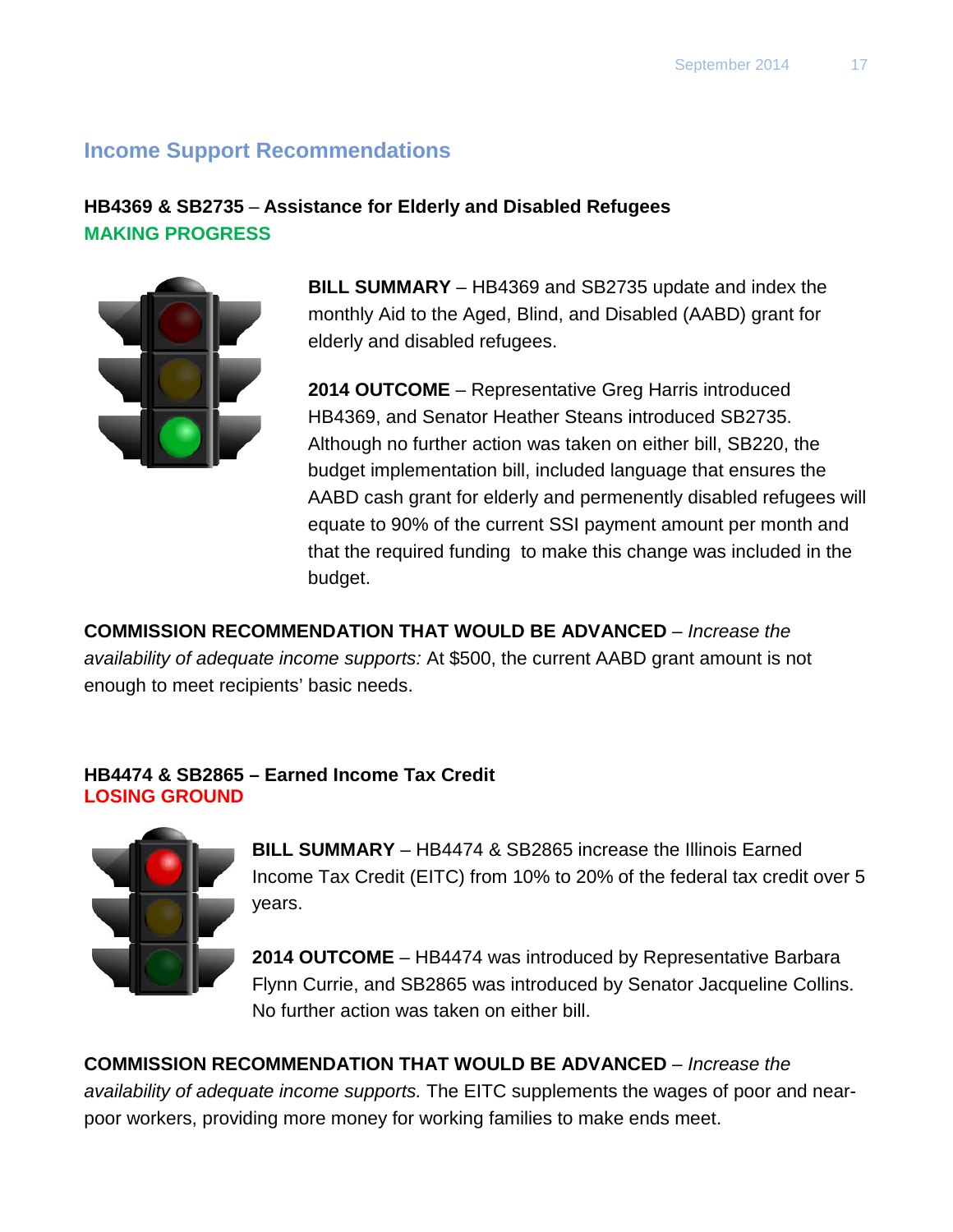## Income Support Recommendations

**HB4369 & SB2735** – **Assistance for Elderly and Disabled Refugees**
**MAKING PROGRESS**

**BILL SUMMARY** – HB4369 and SB2735 update and index the monthly Aid to the Aged, Blind, and Disabled (AABD) grant for elderly and disabled refugees.

**2014 OUTCOME** – Representative Greg Harris introduced HB4369, and Senator Heather Steans introduced SB2735. Although no further action was taken on either bill, SB220, the budget implementation bill, included language that ensures the AABD cash grant for elderly and permenently disabled refugees will equate to 90% of the current SSI payment amount per month and that the required funding to make this change was included in the budget.

**COMMISSION RECOMMENDATION THAT WOULD BE ADVANCED** – *Increase the availability of adequate income supports:* At $500, the current AABD grant amount is not enough to meet recipients' basic needs.

**HB4474 & SB2865 – Earned Income Tax Credit**
**LOSING GROUND**

**BILL SUMMARY** – HB4474 & SB2865 increase the Illinois Earned Income Tax Credit (EITC) from 10% to 20% of the federal tax credit over 5 years.

**2014 OUTCOME** – HB4474 was introduced by Representative Barbara Flynn Currie, and SB2865 was introduced by Senator Jacqueline Collins. No further action was taken on either bill.

**COMMISSION RECOMMENDATION THAT WOULD BE ADVANCED** – *Increase the availability of adequate income supports.* The EITC supplements the wages of poor and near-poor workers, providing more money for working families to make ends meet.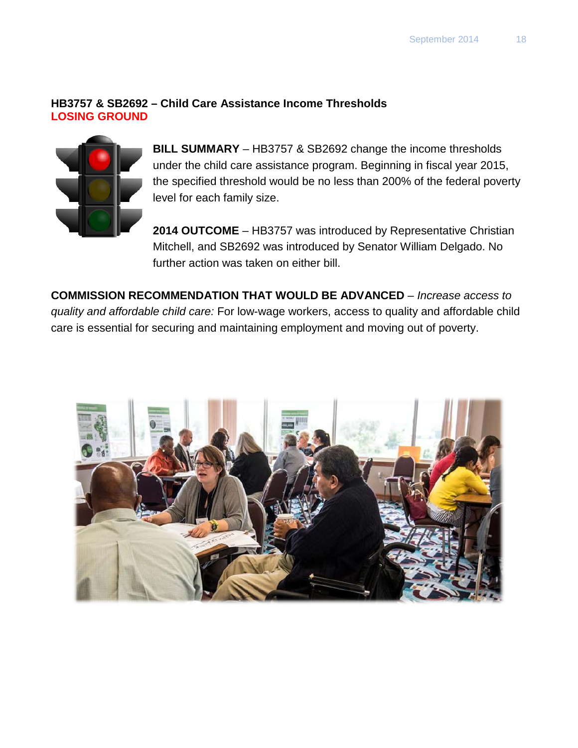**HB3757 & SB2692 – Child Care Assistance Income Thresholds**
**LOSING GROUND**

**BILL SUMMARY** – HB3757 & SB2692 change the income thresholds under the child care assistance program. Beginning in fiscal year 2015, the specified threshold would be no less than 200% of the federal poverty level for each family size.

**2014 OUTCOME** – HB3757 was introduced by Representative Christian Mitchell, and SB2692 was introduced by Senator William Delgado. No further action was taken on either bill.

**COMMISSION RECOMMENDATION THAT WOULD BE ADVANCED** – *Increase access to quality and affordable child care:* For low-wage workers, access to quality and affordable child care is essential for securing and maintaining employment and moving out of poverty.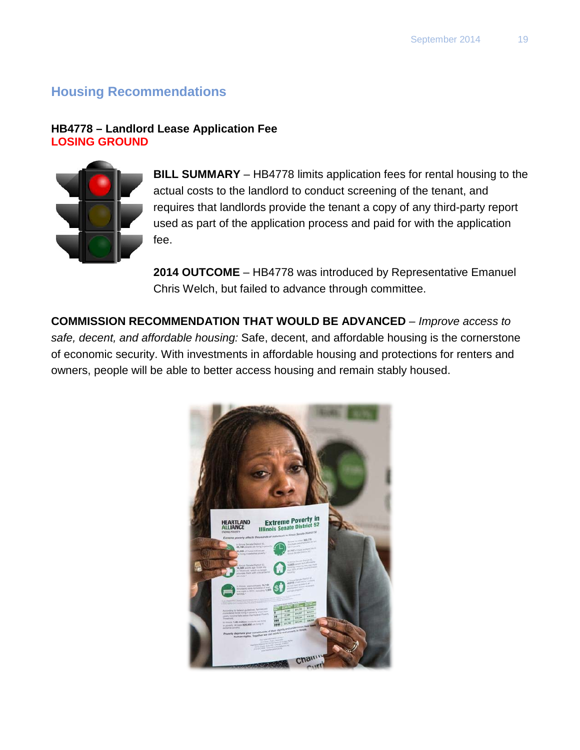## Housing Recommendations

### HB4778 – Landlord Lease Application Fee
**LOSING GROUND**

**BILL SUMMARY** – HB4778 limits application fees for rental housing to the actual costs to the landlord to conduct screening of the tenant, and requires that landlords provide the tenant a copy of any third-party report used as part of the application process and paid for with the application fee.

**2014 OUTCOME** – HB4778 was introduced by Representative Emanuel Chris Welch, but failed to advance through committee.

**COMMISSION RECOMMENDATION THAT WOULD BE ADVANCED** – *Improve access to safe, decent, and affordable housing:* Safe, decent, and affordable housing is the cornerstone of economic security. With investments in affordable housing and protections for renters and owners, people will be able to better access housing and remain stably housed.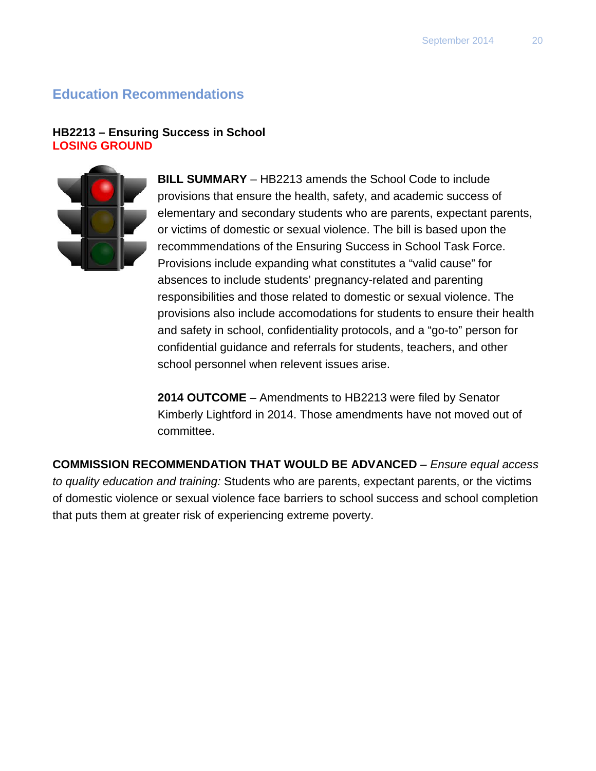## Education Recommendations

### HB2213 – Ensuring Success in School
**LOSING GROUND**

**BILL SUMMARY** – HB2213 amends the School Code to include provisions that ensure the health, safety, and academic success of elementary and secondary students who are parents, expectant parents, or victims of domestic or sexual violence. The bill is based upon the recommmendations of the Ensuring Success in School Task Force. Provisions include expanding what constitutes a "valid cause" for absences to include students' pregnancy-related and parenting responsibilities and those related to domestic or sexual violence. The provisions also include accomodations for students to ensure their health and safety in school, confidentiality protocols, and a "go-to" person for confidential guidance and referrals for students, teachers, and other school personnel when relevent issues arise.

**2014 OUTCOME** – Amendments to HB2213 were filed by Senator Kimberly Lightford in 2014. Those amendments have not moved out of committee.

**COMMISSION RECOMMENDATION THAT WOULD BE ADVANCED** – *Ensure equal access to quality education and training:* Students who are parents, expectant parents, or the victims of domestic violence or sexual violence face barriers to school success and school completion that puts them at greater risk of experiencing extreme poverty.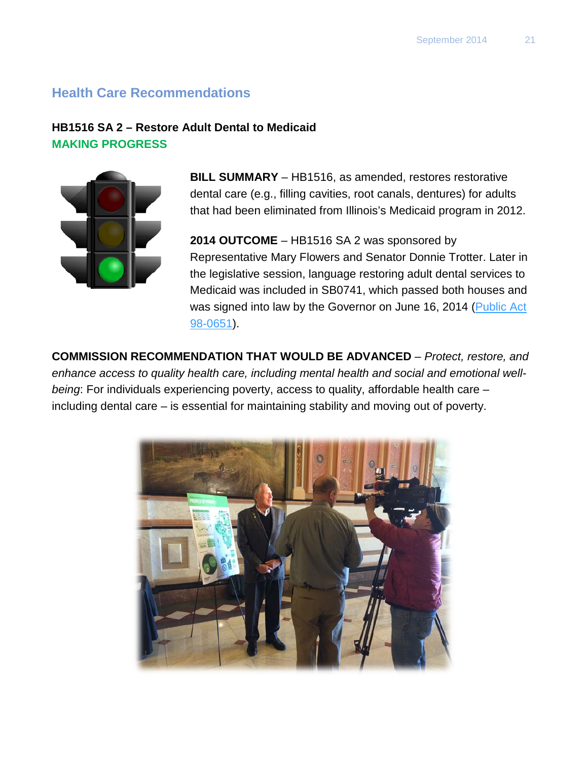## Health Care Recommendations

**HB1516 SA 2 – Restore Adult Dental to Medicaid**
**MAKING PROGRESS**

**BILL SUMMARY** – HB1516, as amended, restores restorative dental care (e.g., filling cavities, root canals, dentures) for adults that had been eliminated from Illinois's Medicaid program in 2012.

**2014 OUTCOME** – HB1516 SA 2 was sponsored by Representative Mary Flowers and Senator Donnie Trotter. Later in the legislative session, language restoring adult dental services to Medicaid was included in SB0741, which passed both houses and was signed into law by the Governor on June 16, 2014 (Public Act 98-0651).

**COMMISSION RECOMMENDATION THAT WOULD BE ADVANCED** – *Protect, restore, and enhance access to quality health care, including mental health and social and emotional well-being*: For individuals experiencing poverty, access to quality, affordable health care – including dental care – is essential for maintaining stability and moving out of poverty.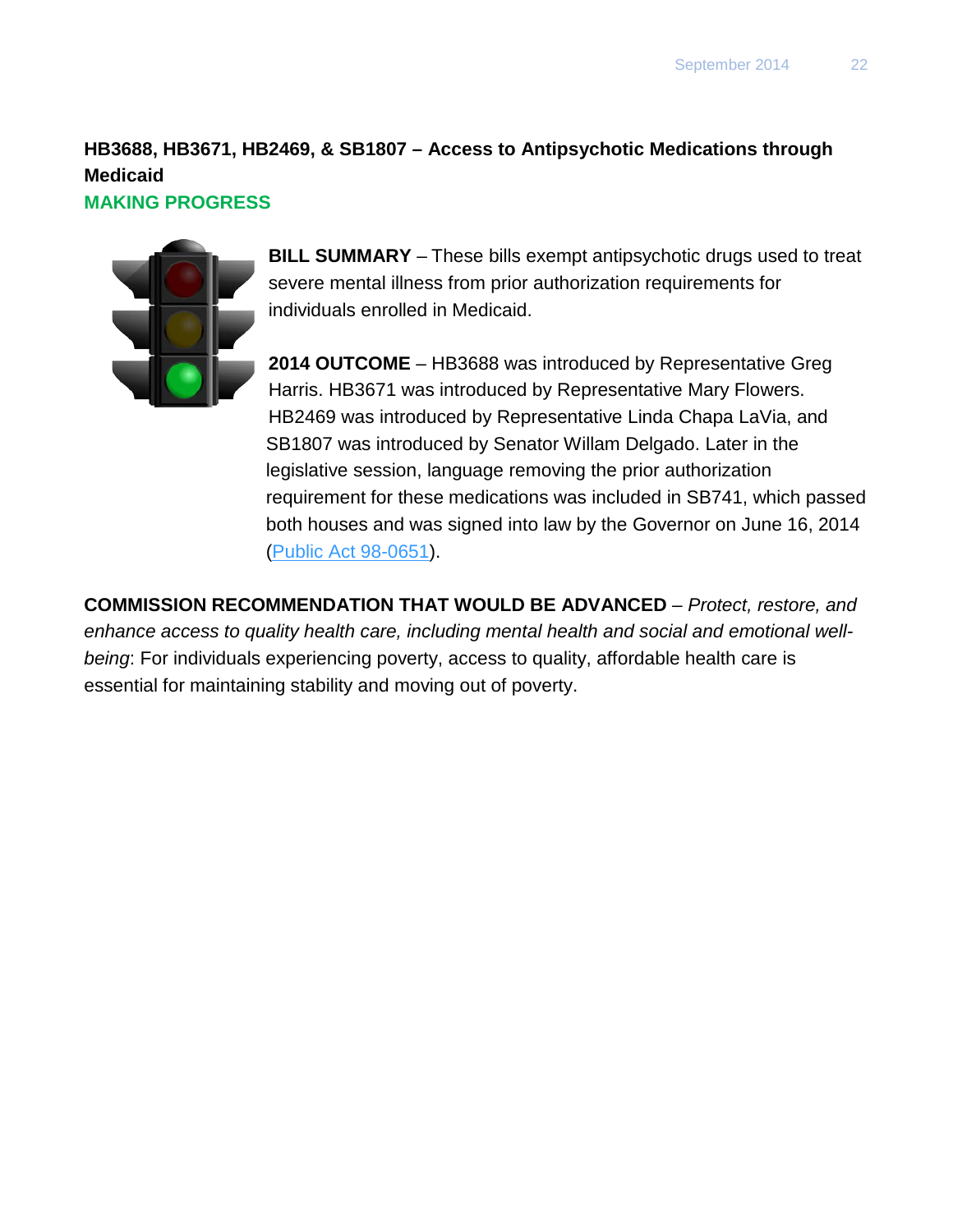### HB3688, HB3671, HB2469, & SB1807 – Access to Antipsychotic Medications through Medicaid

**MAKING PROGRESS**

**BILL SUMMARY** – These bills exempt antipsychotic drugs used to treat severe mental illness from prior authorization requirements for individuals enrolled in Medicaid.

**2014 OUTCOME** – HB3688 was introduced by Representative Greg Harris. HB3671 was introduced by Representative Mary Flowers. HB2469 was introduced by Representative Linda Chapa LaVia, and SB1807 was introduced by Senator Willam Delgado. Later in the legislative session, language removing the prior authorization requirement for these medications was included in SB741, which passed both houses and was signed into law by the Governor on June 16, 2014 (Public Act 98-0651).

**COMMISSION RECOMMENDATION THAT WOULD BE ADVANCED** – *Protect, restore, and enhance access to quality health care, including mental health and social and emotional well-being*: For individuals experiencing poverty, access to quality, affordable health care is essential for maintaining stability and moving out of poverty.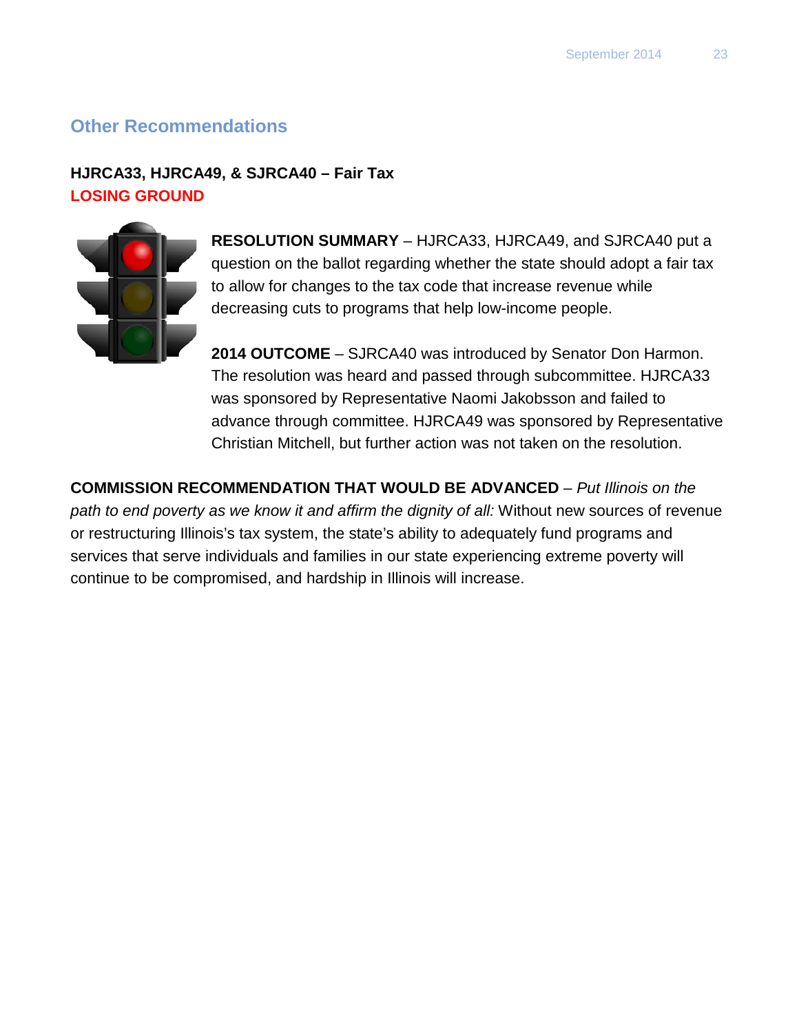## Other Recommendations

### HJRCA33, HJRCA49, & SJRCA40 – Fair Tax

**LOSING GROUND**

**RESOLUTION SUMMARY** – HJRCA33, HJRCA49, and SJRCA40 put a question on the ballot regarding whether the state should adopt a fair tax to allow for changes to the tax code that increase revenue while decreasing cuts to programs that help low-income people.

**2014 OUTCOME** – SJRCA40 was introduced by Senator Don Harmon. The resolution was heard and passed through subcommittee. HJRCA33 was sponsored by Representative Naomi Jakobsson and failed to advance through committee. HJRCA49 was sponsored by Representative Christian Mitchell, but further action was not taken on the resolution.

**COMMISSION RECOMMENDATION THAT WOULD BE ADVANCED** – *Put Illinois on the path to end poverty as we know it and affirm the dignity of all:* Without new sources of revenue or restructuring Illinois's tax system, the state's ability to adequately fund programs and services that serve individuals and families in our state experiencing extreme poverty will continue to be compromised, and hardship in Illinois will increase.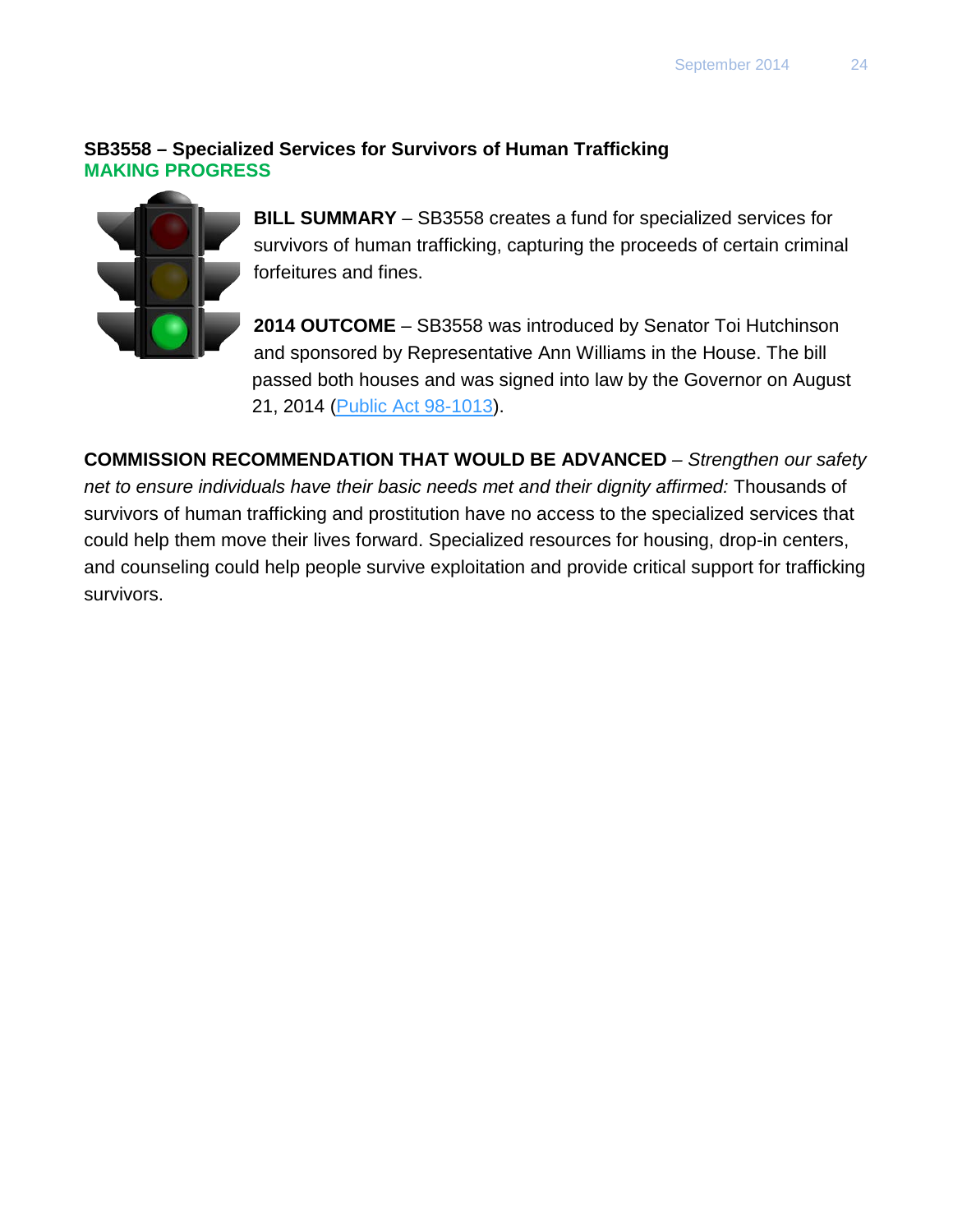**SB3558 – Specialized Services for Survivors of Human Trafficking**
**MAKING PROGRESS**

**BILL SUMMARY** – SB3558 creates a fund for specialized services for survivors of human trafficking, capturing the proceeds of certain criminal forfeitures and fines.

**2014 OUTCOME** – SB3558 was introduced by Senator Toi Hutchinson and sponsored by Representative Ann Williams in the House. The bill passed both houses and was signed into law by the Governor on August 21, 2014 (Public Act 98-1013).

**COMMISSION RECOMMENDATION THAT WOULD BE ADVANCED** – *Strengthen our safety net to ensure individuals have their basic needs met and their dignity affirmed:* Thousands of survivors of human trafficking and prostitution have no access to the specialized services that could help them move their lives forward. Specialized resources for housing, drop-in centers, and counseling could help people survive exploitation and provide critical support for trafficking survivors.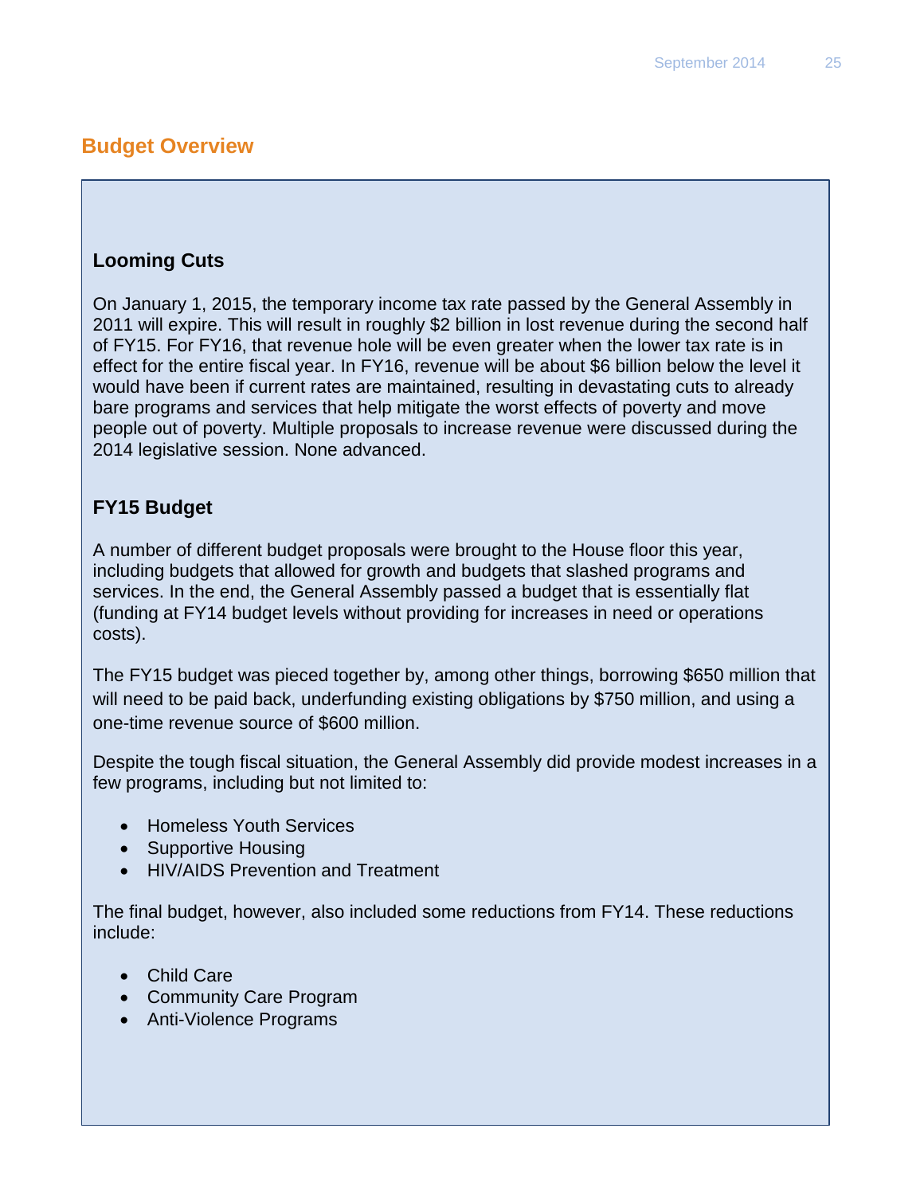## Budget Overview

### Looming Cuts

On January 1, 2015, the temporary income tax rate passed by the General Assembly in 2011 will expire. This will result in roughly $2 billion in lost revenue during the second half of FY15. For FY16, that revenue hole will be even greater when the lower tax rate is in effect for the entire fiscal year. In FY16, revenue will be about $6 billion below the level it would have been if current rates are maintained, resulting in devastating cuts to already bare programs and services that help mitigate the worst effects of poverty and move people out of poverty. Multiple proposals to increase revenue were discussed during the 2014 legislative session. None advanced.

### FY15 Budget

A number of different budget proposals were brought to the House floor this year, including budgets that allowed for growth and budgets that slashed programs and services. In the end, the General Assembly passed a budget that is essentially flat (funding at FY14 budget levels without providing for increases in need or operations costs).

The FY15 budget was pieced together by, among other things, borrowing $650 million that will need to be paid back, underfunding existing obligations by $750 million, and using a one-time revenue source of $600 million.

Despite the tough fiscal situation, the General Assembly did provide modest increases in a few programs, including but not limited to:

- Homeless Youth Services
- Supportive Housing
- HIV/AIDS Prevention and Treatment

The final budget, however, also included some reductions from FY14. These reductions include:

- Child Care
- Community Care Program
- Anti-Violence Programs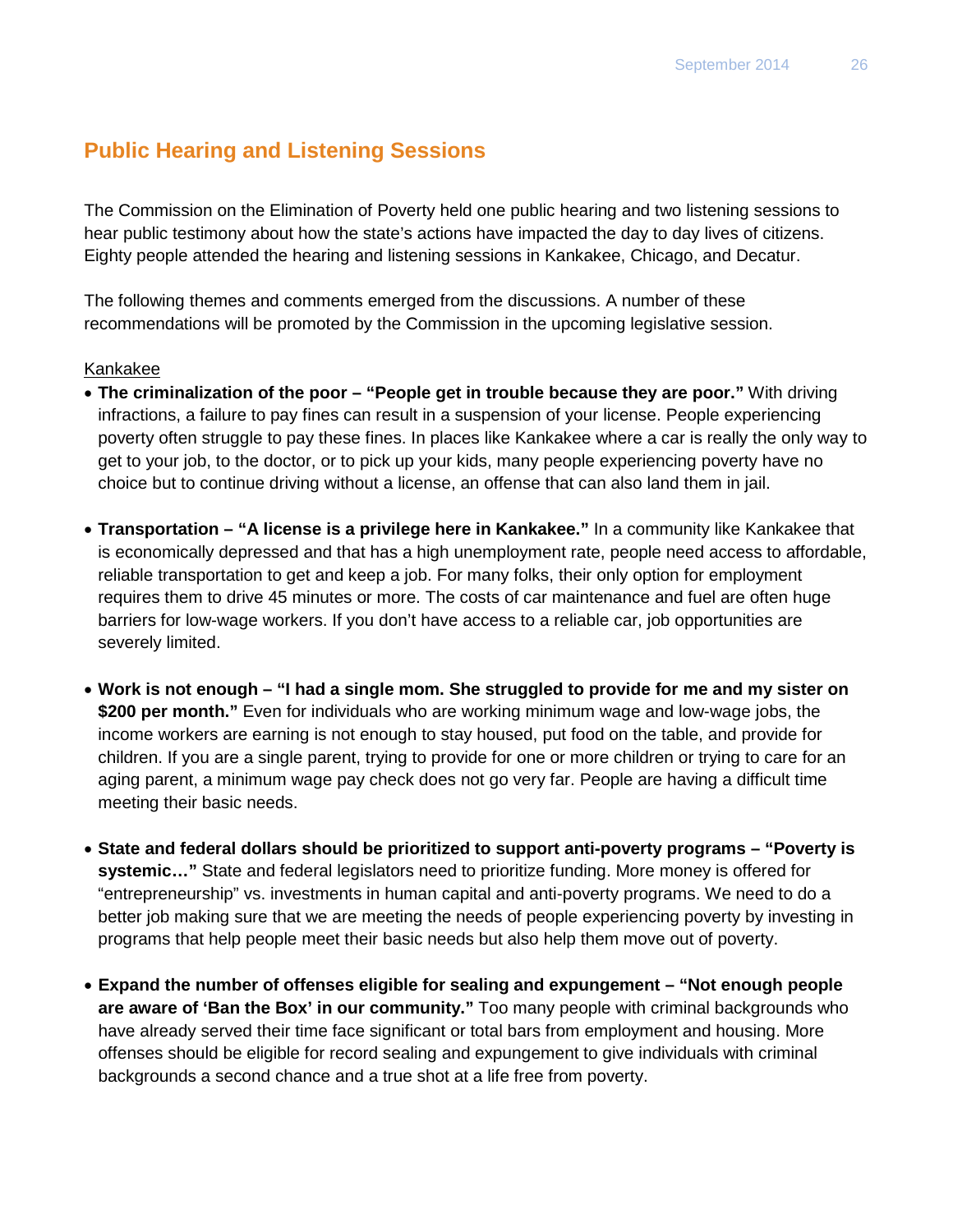## Public Hearing and Listening Sessions

The Commission on the Elimination of Poverty held one public hearing and two listening sessions to hear public testimony about how the state's actions have impacted the day to day lives of citizens. Eighty people attended the hearing and listening sessions in Kankakee, Chicago, and Decatur.

The following themes and comments emerged from the discussions. A number of these recommendations will be promoted by the Commission in the upcoming legislative session.

<u>Kankakee</u>

- **The criminalization of the poor – "People get in trouble because they are poor."** With driving infractions, a failure to pay fines can result in a suspension of your license. People experiencing poverty often struggle to pay these fines. In places like Kankakee where a car is really the only way to get to your job, to the doctor, or to pick up your kids, many people experiencing poverty have no choice but to continue driving without a license, an offense that can also land them in jail.

- **Transportation – "A license is a privilege here in Kankakee."** In a community like Kankakee that is economically depressed and that has a high unemployment rate, people need access to affordable, reliable transportation to get and keep a job. For many folks, their only option for employment requires them to drive 45 minutes or more. The costs of car maintenance and fuel are often huge barriers for low-wage workers. If you don't have access to a reliable car, job opportunities are severely limited.

- **Work is not enough – "I had a single mom. She struggled to provide for me and my sister on $200 per month."** Even for individuals who are working minimum wage and low-wage jobs, the income workers are earning is not enough to stay housed, put food on the table, and provide for children. If you are a single parent, trying to provide for one or more children or trying to care for an aging parent, a minimum wage pay check does not go very far. People are having a difficult time meeting their basic needs.

- **State and federal dollars should be prioritized to support anti-poverty programs – "Poverty is systemic…"** State and federal legislators need to prioritize funding. More money is offered for "entrepreneurship" vs. investments in human capital and anti-poverty programs. We need to do a better job making sure that we are meeting the needs of people experiencing poverty by investing in programs that help people meet their basic needs but also help them move out of poverty.

- **Expand the number of offenses eligible for sealing and expungement – "Not enough people are aware of 'Ban the Box' in our community."** Too many people with criminal backgrounds who have already served their time face significant or total bars from employment and housing. More offenses should be eligible for record sealing and expungement to give individuals with criminal backgrounds a second chance and a true shot at a life free from poverty.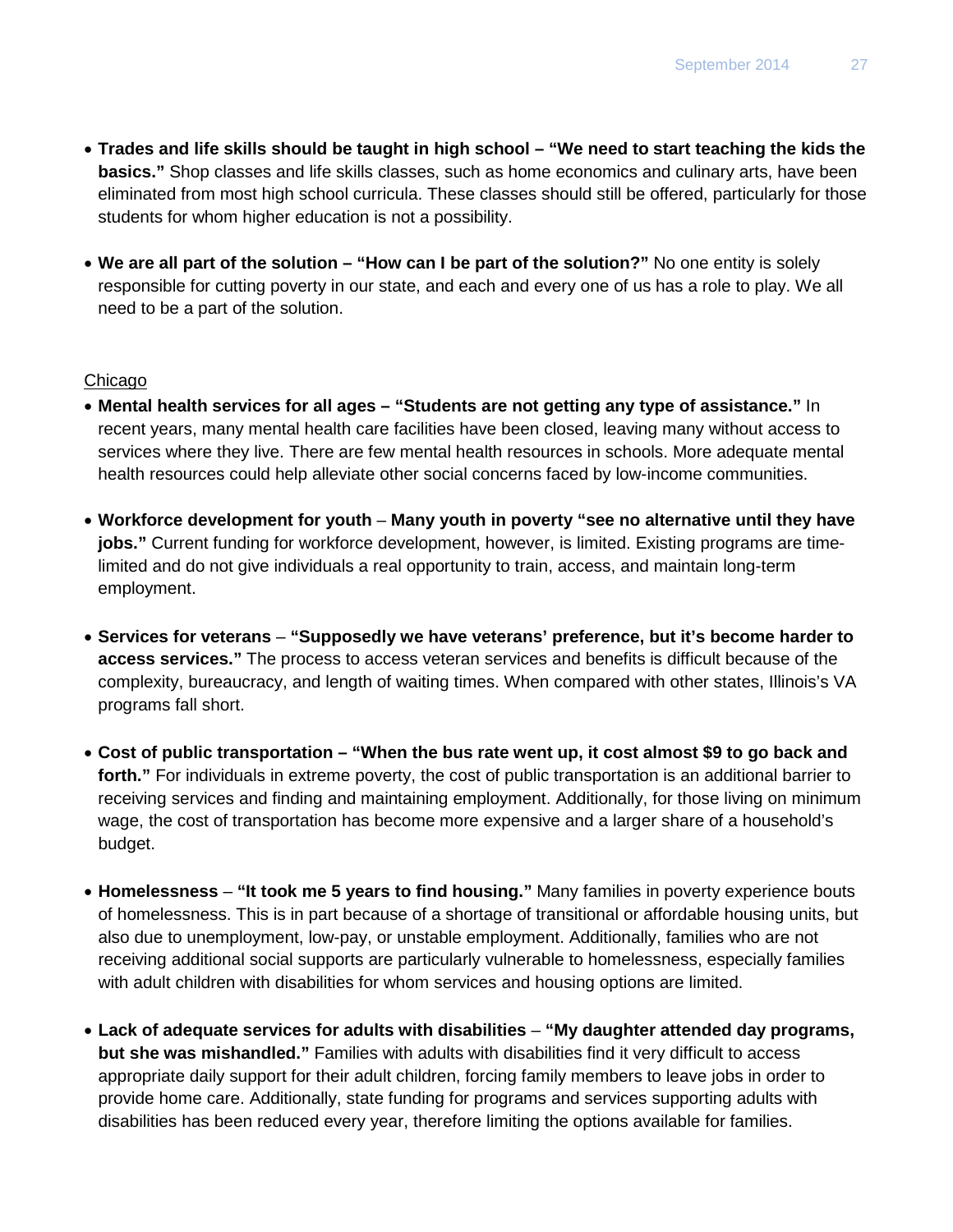- **Trades and life skills should be taught in high school – "We need to start teaching the kids the basics."** Shop classes and life skills classes, such as home economics and culinary arts, have been eliminated from most high school curricula. These classes should still be offered, particularly for those students for whom higher education is not a possibility.

- **We are all part of the solution – "How can I be part of the solution?"** No one entity is solely responsible for cutting poverty in our state, and each and every one of us has a role to play. We all need to be a part of the solution.

<u>Chicago</u>

- **Mental health services for all ages – "Students are not getting any type of assistance."** In recent years, many mental health care facilities have been closed, leaving many without access to services where they live. There are few mental health resources in schools. More adequate mental health resources could help alleviate other social concerns faced by low-income communities.

- **Workforce development for youth** – **Many youth in poverty "see no alternative until they have jobs."** Current funding for workforce development, however, is limited. Existing programs are time-limited and do not give individuals a real opportunity to train, access, and maintain long-term employment.

- **Services for veterans** – **"Supposedly we have veterans' preference, but it's become harder to access services."** The process to access veteran services and benefits is difficult because of the complexity, bureaucracy, and length of waiting times. When compared with other states, Illinois's VA programs fall short.

- **Cost of public transportation – "When the bus rate went up, it cost almost $9 to go back and forth."** For individuals in extreme poverty, the cost of public transportation is an additional barrier to receiving services and finding and maintaining employment. Additionally, for those living on minimum wage, the cost of transportation has become more expensive and a larger share of a household's budget.

- **Homelessness** – **"It took me 5 years to find housing."** Many families in poverty experience bouts of homelessness. This is in part because of a shortage of transitional or affordable housing units, but also due to unemployment, low-pay, or unstable employment. Additionally, families who are not receiving additional social supports are particularly vulnerable to homelessness, especially families with adult children with disabilities for whom services and housing options are limited.

- **Lack of adequate services for adults with disabilities** – **"My daughter attended day programs, but she was mishandled."** Families with adults with disabilities find it very difficult to access appropriate daily support for their adult children, forcing family members to leave jobs in order to provide home care. Additionally, state funding for programs and services supporting adults with disabilities has been reduced every year, therefore limiting the options available for families.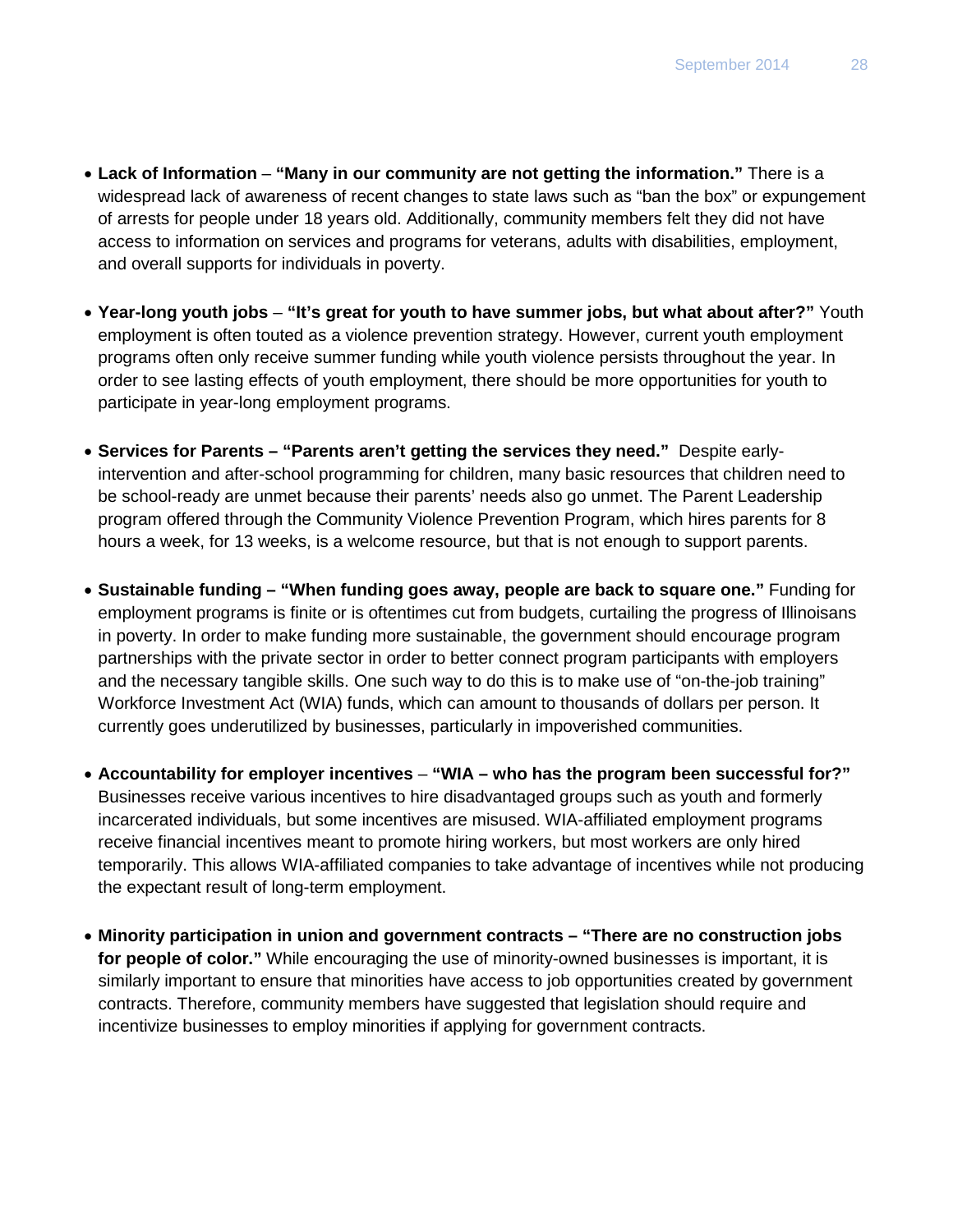- **Lack of Information** – **"Many in our community are not getting the information."** There is a widespread lack of awareness of recent changes to state laws such as "ban the box" or expungement of arrests for people under 18 years old. Additionally, community members felt they did not have access to information on services and programs for veterans, adults with disabilities, employment, and overall supports for individuals in poverty.

- **Year-long youth jobs** – **"It's great for youth to have summer jobs, but what about after?"** Youth employment is often touted as a violence prevention strategy. However, current youth employment programs often only receive summer funding while youth violence persists throughout the year. In order to see lasting effects of youth employment, there should be more opportunities for youth to participate in year-long employment programs.

- **Services for Parents – "Parents aren't getting the services they need."** Despite early-intervention and after-school programming for children, many basic resources that children need to be school-ready are unmet because their parents' needs also go unmet. The Parent Leadership program offered through the Community Violence Prevention Program, which hires parents for 8 hours a week, for 13 weeks, is a welcome resource, but that is not enough to support parents.

- **Sustainable funding – "When funding goes away, people are back to square one."** Funding for employment programs is finite or is oftentimes cut from budgets, curtailing the progress of Illinoisans in poverty. In order to make funding more sustainable, the government should encourage program partnerships with the private sector in order to better connect program participants with employers and the necessary tangible skills. One such way to do this is to make use of "on-the-job training" Workforce Investment Act (WIA) funds, which can amount to thousands of dollars per person. It currently goes underutilized by businesses, particularly in impoverished communities.

- **Accountability for employer incentives** – **"WIA – who has the program been successful for?"** Businesses receive various incentives to hire disadvantaged groups such as youth and formerly incarcerated individuals, but some incentives are misused. WIA-affiliated employment programs receive financial incentives meant to promote hiring workers, but most workers are only hired temporarily. This allows WIA-affiliated companies to take advantage of incentives while not producing the expectant result of long-term employment.

- **Minority participation in union and government contracts – "There are no construction jobs for people of color."** While encouraging the use of minority-owned businesses is important, it is similarly important to ensure that minorities have access to job opportunities created by government contracts. Therefore, community members have suggested that legislation should require and incentivize businesses to employ minorities if applying for government contracts.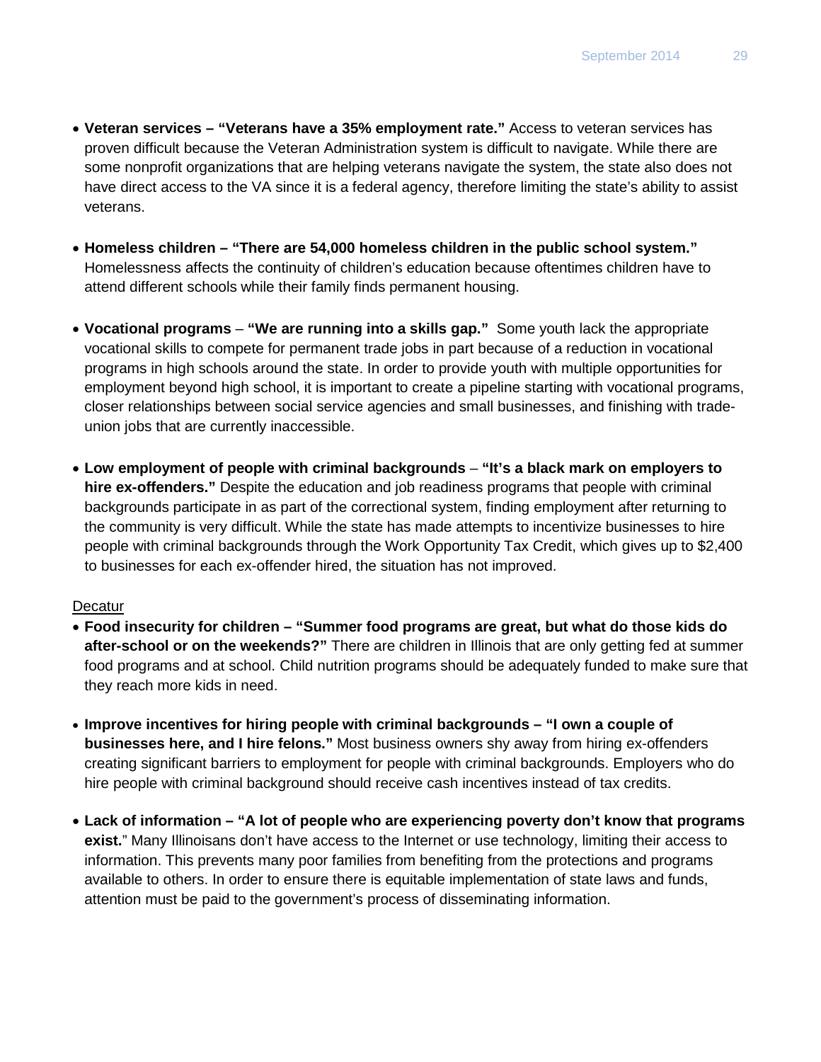- **Veteran services – "Veterans have a 35% employment rate."** Access to veteran services has proven difficult because the Veteran Administration system is difficult to navigate. While there are some nonprofit organizations that are helping veterans navigate the system, the state also does not have direct access to the VA since it is a federal agency, therefore limiting the state's ability to assist veterans.

- **Homeless children – "There are 54,000 homeless children in the public school system."** Homelessness affects the continuity of children's education because oftentimes children have to attend different schools while their family finds permanent housing.

- **Vocational programs** – **"We are running into a skills gap."** Some youth lack the appropriate vocational skills to compete for permanent trade jobs in part because of a reduction in vocational programs in high schools around the state. In order to provide youth with multiple opportunities for employment beyond high school, it is important to create a pipeline starting with vocational programs, closer relationships between social service agencies and small businesses, and finishing with trade-union jobs that are currently inaccessible.

- **Low employment of people with criminal backgrounds** – **"It's a black mark on employers to hire ex-offenders."** Despite the education and job readiness programs that people with criminal backgrounds participate in as part of the correctional system, finding employment after returning to the community is very difficult. While the state has made attempts to incentivize businesses to hire people with criminal backgrounds through the Work Opportunity Tax Credit, which gives up to $2,400 to businesses for each ex-offender hired, the situation has not improved.

<u>Decatur</u>

- **Food insecurity for children – "Summer food programs are great, but what do those kids do after-school or on the weekends?"** There are children in Illinois that are only getting fed at summer food programs and at school. Child nutrition programs should be adequately funded to make sure that they reach more kids in need.

- **Improve incentives for hiring people with criminal backgrounds – "I own a couple of businesses here, and I hire felons."** Most business owners shy away from hiring ex-offenders creating significant barriers to employment for people with criminal backgrounds. Employers who do hire people with criminal background should receive cash incentives instead of tax credits.

- **Lack of information – "A lot of people who are experiencing poverty don't know that programs exist.**" Many Illinoisans don't have access to the Internet or use technology, limiting their access to information. This prevents many poor families from benefiting from the protections and programs available to others. In order to ensure there is equitable implementation of state laws and funds, attention must be paid to the government's process of disseminating information.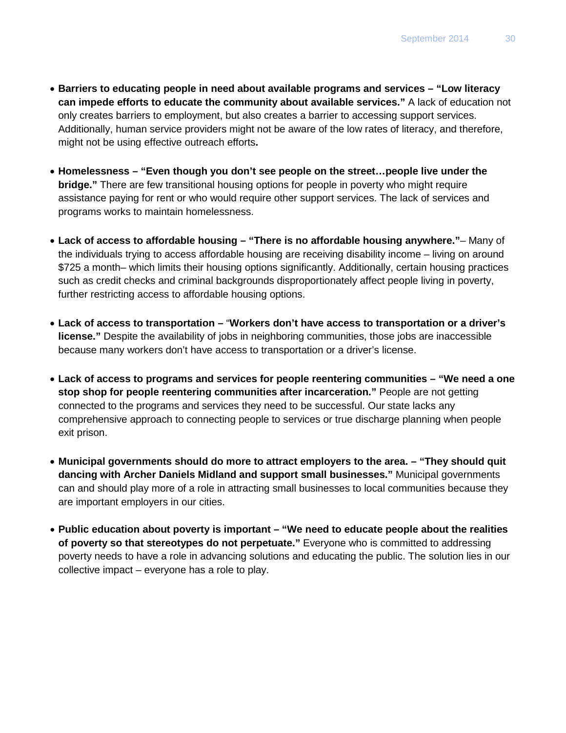- **Barriers to educating people in need about available programs and services – “Low literacy can impede efforts to educate the community about available services.”** A lack of education not only creates barriers to employment, but also creates a barrier to accessing support services. Additionally, human service providers might not be aware of the low rates of literacy, and therefore, might not be using effective outreach efforts**.**

- **Homelessness – “Even though you don’t see people on the street…people live under the bridge.”** There are few transitional housing options for people in poverty who might require assistance paying for rent or who would require other support services. The lack of services and programs works to maintain homelessness.

- **Lack of access to affordable housing – “There is no affordable housing anywhere.”**– Many of the individuals trying to access affordable housing are receiving disability income – living on around $725 a month– which limits their housing options significantly. Additionally, certain housing practices such as credit checks and criminal backgrounds disproportionately affect people living in poverty, further restricting access to affordable housing options.

- **Lack of access to transportation –** “**Workers don’t have access to transportation or a driver’s license.”** Despite the availability of jobs in neighboring communities, those jobs are inaccessible because many workers don’t have access to transportation or a driver’s license.

- **Lack of access to programs and services for people reentering communities – “We need a one stop shop for people reentering communities after incarceration.”** People are not getting connected to the programs and services they need to be successful. Our state lacks any comprehensive approach to connecting people to services or true discharge planning when people exit prison.

- **Municipal governments should do more to attract employers to the area. – “They should quit dancing with Archer Daniels Midland and support small businesses.”** Municipal governments can and should play more of a role in attracting small businesses to local communities because they are important employers in our cities.

- **Public education about poverty is important – “We need to educate people about the realities of poverty so that stereotypes do not perpetuate.”** Everyone who is committed to addressing poverty needs to have a role in advancing solutions and educating the public. The solution lies in our collective impact – everyone has a role to play.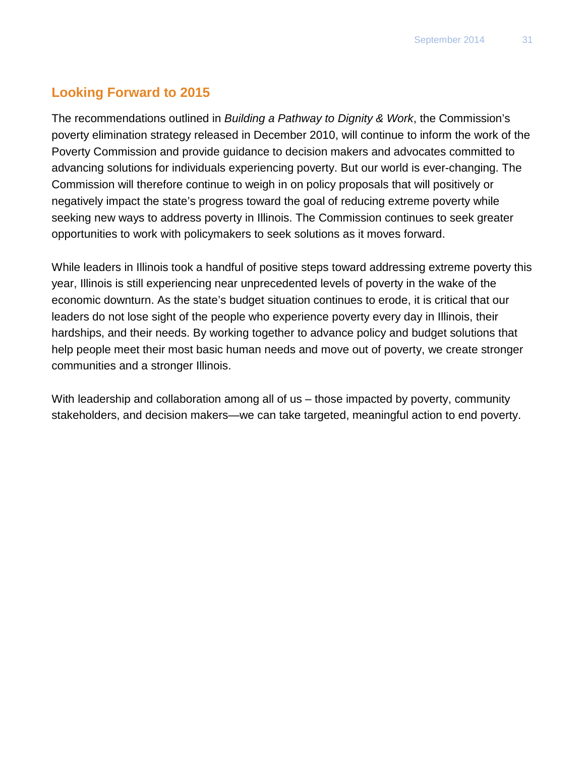## Looking Forward to 2015

The recommendations outlined in *Building a Pathway to Dignity & Work*, the Commission's poverty elimination strategy released in December 2010, will continue to inform the work of the Poverty Commission and provide guidance to decision makers and advocates committed to advancing solutions for individuals experiencing poverty. But our world is ever-changing. The Commission will therefore continue to weigh in on policy proposals that will positively or negatively impact the state's progress toward the goal of reducing extreme poverty while seeking new ways to address poverty in Illinois. The Commission continues to seek greater opportunities to work with policymakers to seek solutions as it moves forward.

While leaders in Illinois took a handful of positive steps toward addressing extreme poverty this year, Illinois is still experiencing near unprecedented levels of poverty in the wake of the economic downturn. As the state's budget situation continues to erode, it is critical that our leaders do not lose sight of the people who experience poverty every day in Illinois, their hardships, and their needs. By working together to advance policy and budget solutions that help people meet their most basic human needs and move out of poverty, we create stronger communities and a stronger Illinois.

With leadership and collaboration among all of us – those impacted by poverty, community stakeholders, and decision makers—we can take targeted, meaningful action to end poverty.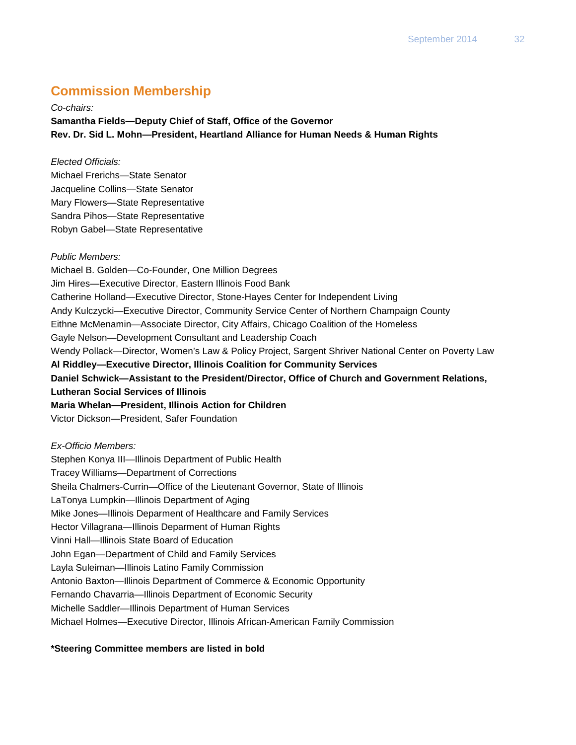## Commission Membership

*Co-chairs:*

**Samantha Fields—Deputy Chief of Staff, Office of the Governor**
**Rev. Dr. Sid L. Mohn—President, Heartland Alliance for Human Needs & Human Rights**

*Elected Officials:*

Michael Frerichs—State Senator
Jacqueline Collins—State Senator
Mary Flowers—State Representative
Sandra Pihos—State Representative
Robyn Gabel—State Representative

*Public Members:*

Michael B. Golden—Co-Founder, One Million Degrees
Jim Hires—Executive Director, Eastern Illinois Food Bank
Catherine Holland—Executive Director, Stone-Hayes Center for Independent Living
Andy Kulczycki—Executive Director, Community Service Center of Northern Champaign County
Eithne McMenamin—Associate Director, City Affairs, Chicago Coalition of the Homeless
Gayle Nelson—Development Consultant and Leadership Coach
Wendy Pollack—Director, Women's Law & Policy Project, Sargent Shriver National Center on Poverty Law
**Al Riddley—Executive Director, Illinois Coalition for Community Services**
**Daniel Schwick—Assistant to the President/Director, Office of Church and Government Relations, Lutheran Social Services of Illinois**
**Maria Whelan—President, Illinois Action for Children**
Victor Dickson—President, Safer Foundation

*Ex-Officio Members:*

Stephen Konya III—Illinois Department of Public Health
Tracey Williams—Department of Corrections
Sheila Chalmers-Currin—Office of the Lieutenant Governor, State of Illinois
LaTonya Lumpkin—Illinois Department of Aging
Mike Jones—Illinois Deparment of Healthcare and Family Services
Hector Villagrana—Illinois Deparment of Human Rights
Vinni Hall—Illinois State Board of Education
John Egan—Department of Child and Family Services
Layla Suleiman—Illinois Latino Family Commission
Antonio Baxton—Illinois Department of Commerce & Economic Opportunity
Fernando Chavarria—Illinois Department of Economic Security
Michelle Saddler—Illinois Department of Human Services
Michael Holmes—Executive Director, Illinois African-American Family Commission

**\*Steering Committee members are listed in bold**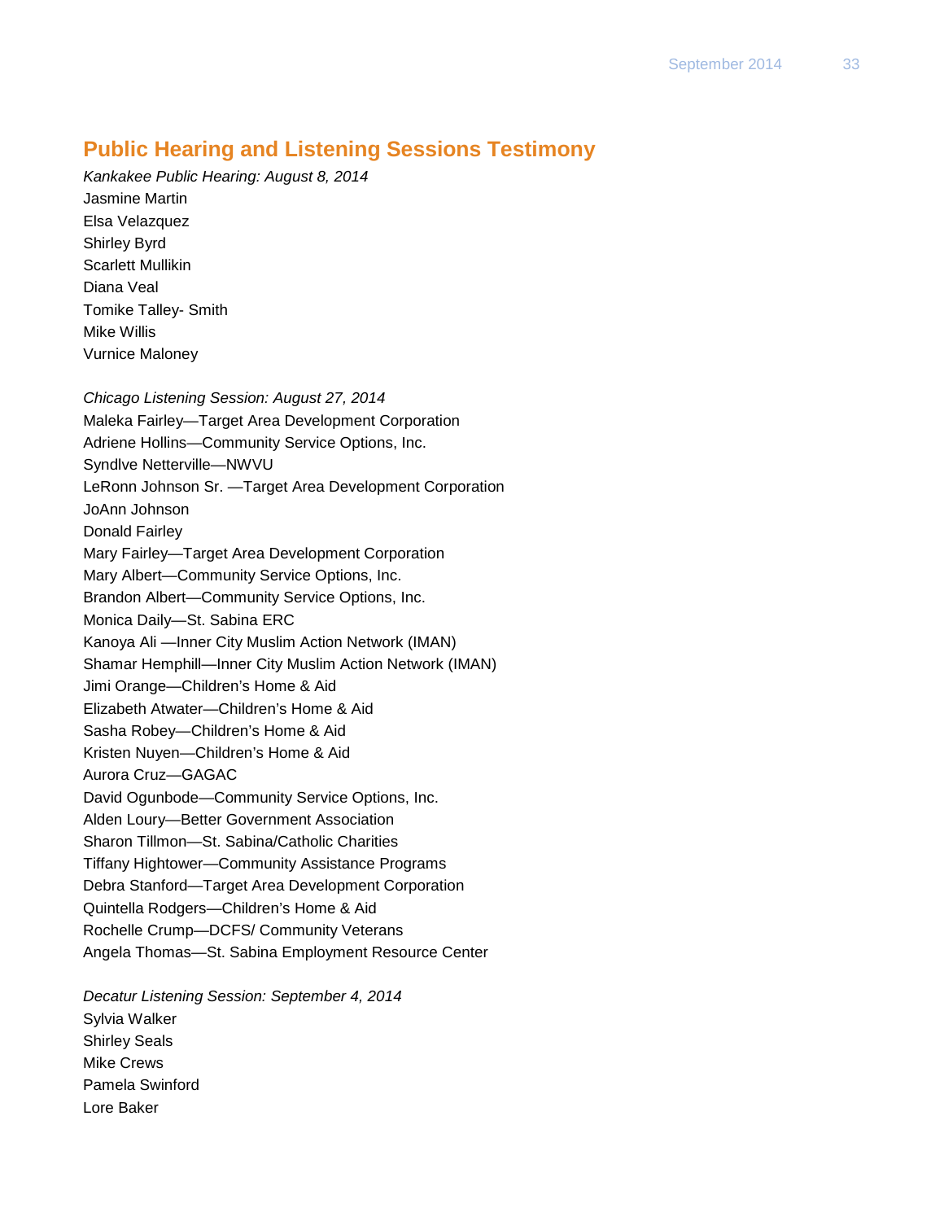## Public Hearing and Listening Sessions Testimony

*Kankakee Public Hearing: August 8, 2014*

Jasmine Martin  
Elsa Velazquez  
Shirley Byrd  
Scarlett Mullikin  
Diana Veal  
Tomike Talley- Smith  
Mike Willis  
Vurnice Maloney

*Chicago Listening Session: August 27, 2014*

Maleka Fairley—Target Area Development Corporation  
Adriene Hollins—Community Service Options, Inc.  
Syndlve Netterville—NWVU  
LeRonn Johnson Sr. —Target Area Development Corporation  
JoAnn Johnson  
Donald Fairley  
Mary Fairley—Target Area Development Corporation  
Mary Albert—Community Service Options, Inc.  
Brandon Albert—Community Service Options, Inc.  
Monica Daily—St. Sabina ERC  
Kanoya Ali —Inner City Muslim Action Network (IMAN)  
Shamar Hemphill—Inner City Muslim Action Network (IMAN)  
Jimi Orange—Children's Home & Aid  
Elizabeth Atwater—Children's Home & Aid  
Sasha Robey—Children's Home & Aid  
Kristen Nuyen—Children's Home & Aid  
Aurora Cruz—GAGAC  
David Ogunbode—Community Service Options, Inc.  
Alden Loury—Better Government Association  
Sharon Tillmon—St. Sabina/Catholic Charities  
Tiffany Hightower—Community Assistance Programs  
Debra Stanford—Target Area Development Corporation  
Quintella Rodgers—Children's Home & Aid  
Rochelle Crump—DCFS/ Community Veterans  
Angela Thomas—St. Sabina Employment Resource Center

*Decatur Listening Session: September 4, 2014*

Sylvia Walker  
Shirley Seals  
Mike Crews  
Pamela Swinford  
Lore Baker